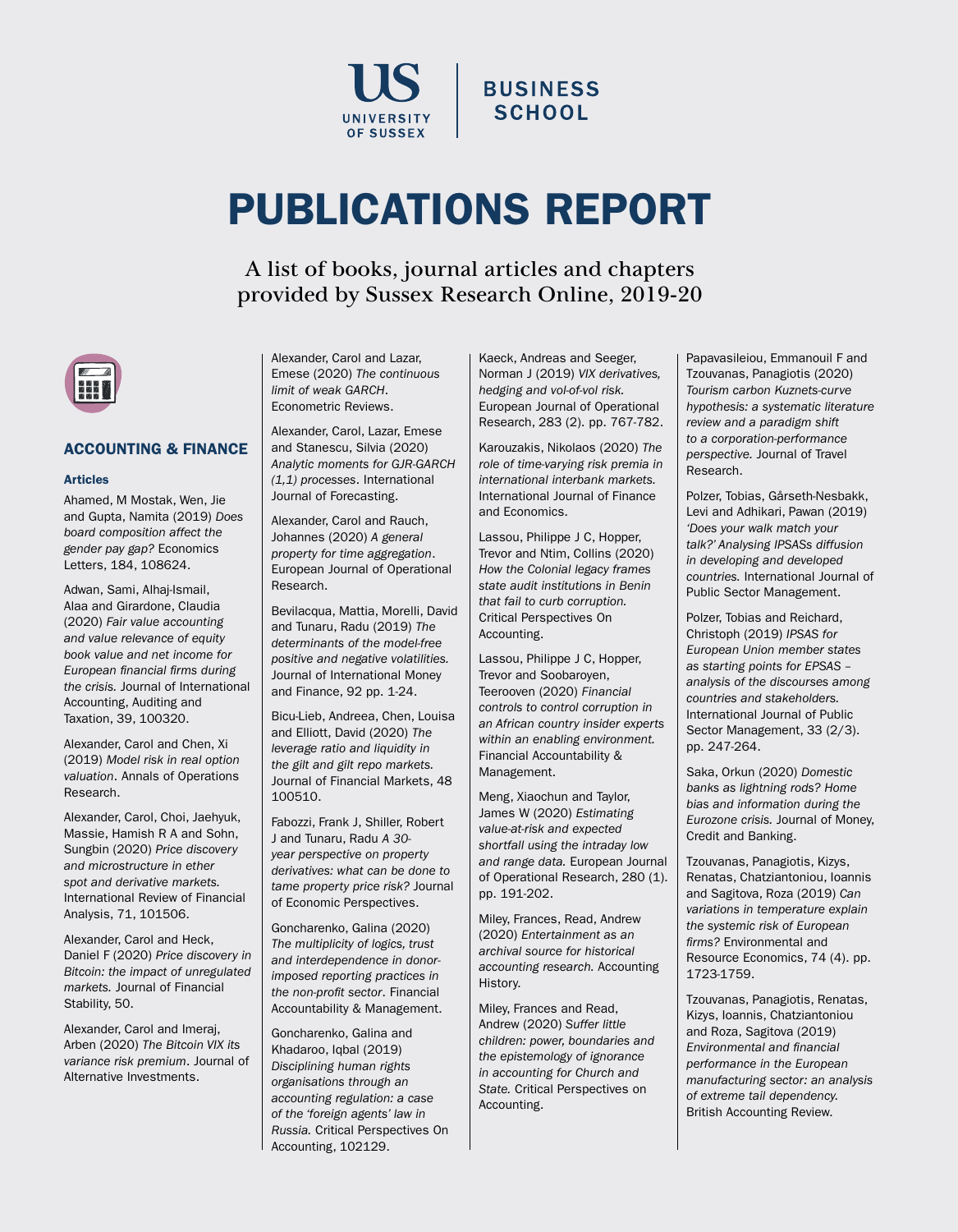UNIVERSITY OF SUSSEX | BUSINESS SCHOOL

# PUBLICATIONS REPORT

A list of books, journal articles and chapters provided by Sussex Research Online, 2019-20

## ACCOUNTING & FINANCE

### Articles

Ahamed, M Mostak, Wen, Jie and Gupta, Namita (2019) *Does board composition affect the gender pay gap?* Economics Letters, 184, 108624.

Adwan, Sami, Alhaj-Ismail, Alaa and Girardone, Claudia (2020) *Fair value accounting and value relevance of equity book value and net income for European financial firms during the crisis.* Journal of International Accounting, Auditing and Taxation, 39, 100320.

Alexander, Carol and Chen, Xi (2019) *Model risk in real option valuation*. Annals of Operations Research.

Alexander, Carol, Choi, Jaehyuk, Massie, Hamish R A and Sohn, Sungbin (2020) *Price discovery and microstructure in ether spot and derivative markets.* International Review of Financial Analysis, 71, 101506.

Alexander, Carol and Heck, Daniel F (2020) *Price discovery in Bitcoin: the impact of unregulated markets.* Journal of Financial Stability, 50.

Alexander, Carol and Imeraj, Arben (2020) *The Bitcoin VIX its variance risk premium*. Journal of Alternative Investments.

Alexander, Carol and Lazar, Emese (2020) *The continuous limit of weak GARCH*. Econometric Reviews.

Alexander, Carol, Lazar, Emese and Stanescu, Silvia (2020) *Analytic moments for GJR-GARCH (1,1) processes*. International Journal of Forecasting.

Alexander, Carol and Rauch, Johannes (2020) *A general property for time aggregation*. European Journal of Operational Research.

Bevilacqua, Mattia, Morelli, David and Tunaru, Radu (2019) *The determinants of the model-free positive and negative volatilities.* Journal of International Money and Finance, 92 pp. 1-24.

Bicu-Lieb, Andreea, Chen, Louisa and Elliott, David (2020) *The leverage ratio and liquidity in the gilt and gilt repo markets.* Journal of Financial Markets, 48 100510.

Fabozzi, Frank J, Shiller, Robert J and Tunaru, Radu *A 30-year perspective on property derivatives: what can be done to tame property price risk?* Journal of Economic Perspectives.

Goncharenko, Galina (2020) *The multiplicity of logics, trust and interdependence in donor-imposed reporting practices in the non-profit sector*. Financial Accountability & Management.

Goncharenko, Galina and Khadaroo, Iqbal (2019) *Disciplining human rights organisations through an accounting regulation: a case of the 'foreign agents' law in Russia.* Critical Perspectives On Accounting, 102129.

Kaeck, Andreas and Seeger, Norman J (2019) *VIX derivatives, hedging and vol-of-vol risk.* European Journal of Operational Research, 283 (2). pp. 767-782.

Karouzakis, Nikolaos (2020) *The role of time-varying risk premia in international interbank markets.* International Journal of Finance and Economics.

Lassou, Philippe J C, Hopper, Trevor and Ntim, Collins (2020) *How the Colonial legacy frames state audit institutions in Benin that fail to curb corruption.* Critical Perspectives On Accounting.

Lassou, Philippe J C, Hopper, Trevor and Soobaroyen, Teerooven (2020) *Financial controls to control corruption in an African country insider experts within an enabling environment.* Financial Accountability & Management.

Meng, Xiaochun and Taylor, James W (2020) *Estimating value-at-risk and expected shortfall using the intraday low and range data.* European Journal of Operational Research, 280 (1). pp. 191-202.

Miley, Frances, Read, Andrew (2020) *Entertainment as an archival source for historical accounting research.* Accounting History.

Miley, Frances and Read, Andrew (2020) *Suffer little children: power, boundaries and the epistemology of ignorance in accounting for Church and State.* Critical Perspectives on Accounting.

Papavasileiou, Emmanouil F and Tzouvanas, Panagiotis (2020) *Tourism carbon Kuznets-curve hypothesis: a systematic literature review and a paradigm shift to a corporation-performance perspective.* Journal of Travel Research.

Polzer, Tobias, Gårseth-Nesbakk, Levi and Adhikari, Pawan (2019) *'Does your walk match your talk?' Analysing IPSASs diffusion in developing and developed countries.* International Journal of Public Sector Management.

Polzer, Tobias and Reichard, Christoph (2019) *IPSAS for European Union member states as starting points for EPSAS – analysis of the discourses among countries and stakeholders.* International Journal of Public Sector Management, 33 (2/3). pp. 247-264.

Saka, Orkun (2020) *Domestic banks as lightning rods? Home bias and information during the Eurozone crisis.* Journal of Money, Credit and Banking.

Tzouvanas, Panagiotis, Kizys, Renatas, Chatziantoniou, Ioannis and Sagitova, Roza (2019) *Can variations in temperature explain the systemic risk of European firms?* Environmental and Resource Economics, 74 (4). pp. 1723-1759.

Tzouvanas, Panagiotis, Renatas, Kizys, Ioannis, Chatziantoniou and Roza, Sagitova (2019) *Environmental and financial performance in the European manufacturing sector: an analysis of extreme tail dependency.* British Accounting Review.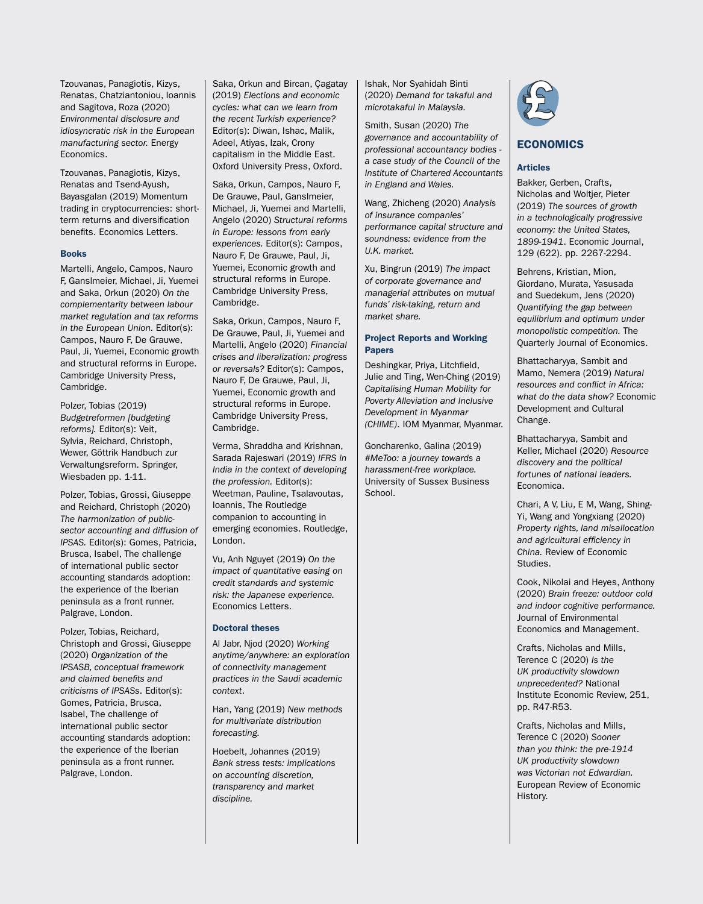Tzouvanas, Panagiotis, Kizys, Renatas, Chatziantoniou, Ioannis and Sagitova, Roza (2020) *Environmental disclosure and idiosyncratic risk in the European manufacturing sector.* Energy Economics.

Tzouvanas, Panagiotis, Kizys, Renatas and Tsend-Ayush, Bayasgalan (2019) Momentum trading in cryptocurrencies: short-term returns and diversification benefits. Economics Letters.

### Books

Martelli, Angelo, Campos, Nauro F, Ganslmeier, Michael, Ji, Yuemei and Saka, Orkun (2020) *On the complementarity between labour market regulation and tax reforms in the European Union.* Editor(s): Campos, Nauro F, De Grauwe, Paul, Ji, Yuemei, Economic growth and structural reforms in Europe. Cambridge University Press, Cambridge.

Polzer, Tobias (2019) *Budgetreformen [budgeting reforms].* Editor(s): Veit, Sylvia, Reichard, Christoph, Wewer, Göttrik Handbuch zur Verwaltungsreform. Springer, Wiesbaden pp. 1-11.

Polzer, Tobias, Grossi, Giuseppe and Reichard, Christoph (2020) *The harmonization of public-sector accounting and diffusion of IPSAS.* Editor(s): Gomes, Patricia, Brusca, Isabel, The challenge of international public sector accounting standards adoption: the experience of the Iberian peninsula as a front runner. Palgrave, London.

Polzer, Tobias, Reichard, Christoph and Grossi, Giuseppe (2020) *Organization of the IPSASB, conceptual framework and claimed benefits and criticisms of IPSASs.* Editor(s): Gomes, Patricia, Brusca, Isabel, The challenge of international public sector accounting standards adoption: the experience of the Iberian peninsula as a front runner. Palgrave, London.

Saka, Orkun and Bircan, Çagatay (2019) *Elections and economic cycles: what can we learn from the recent Turkish experience?* Editor(s): Diwan, Ishac, Malik, Adeel, Atiyas, Izak, Crony capitalism in the Middle East. Oxford University Press, Oxford.

Saka, Orkun, Campos, Nauro F, De Grauwe, Paul, Ganslmeier, Michael, Ji, Yuemei and Martelli, Angelo (2020) *Structural reforms in Europe: lessons from early experiences.* Editor(s): Campos, Nauro F, De Grauwe, Paul, Ji, Yuemei, Economic growth and structural reforms in Europe. Cambridge University Press, Cambridge.

Saka, Orkun, Campos, Nauro F, De Grauwe, Paul, Ji, Yuemei and Martelli, Angelo (2020) *Financial crises and liberalization: progress or reversals?* Editor(s): Campos, Nauro F, De Grauwe, Paul, Ji, Yuemei, Economic growth and structural reforms in Europe. Cambridge University Press, Cambridge.

Verma, Shraddha and Krishnan, Sarada Rajeswari (2019) *IFRS in India in the context of developing the profession.* Editor(s): Weetman, Pauline, Tsalavoutas, Ioannis, The Routledge companion to accounting in emerging economies. Routledge, London.

Vu, Anh Nguyet (2019) *On the impact of quantitative easing on credit standards and systemic risk: the Japanese experience.* Economics Letters.

### Doctoral theses

Al Jabr, Njod (2020) *Working anytime/anywhere: an exploration of connectivity management practices in the Saudi academic context*.

Han, Yang (2019) *New methods for multivariate distribution forecasting.*

Hoebelt, Johannes (2019) *Bank stress tests: implications on accounting discretion, transparency and market discipline.*

Ishak, Nor Syahidah Binti (2020) *Demand for takaful and microtakaful in Malaysia.*

Smith, Susan (2020) *The governance and accountability of professional accountancy bodies - a case study of the Council of the Institute of Chartered Accountants in England and Wales.*

Wang, Zhicheng (2020) *Analysis of insurance companies' performance capital structure and soundness: evidence from the U.K. market.*

Xu, Bingrun (2019) *The impact of corporate governance and managerial attributes on mutual funds' risk-taking, return and market share.*

### Project Reports and Working Papers

Deshingkar, Priya, Litchfield, Julie and Ting, Wen-Ching (2019) *Capitalising Human Mobility for Poverty Alleviation and Inclusive Development in Myanmar (CHIME)*. IOM Myanmar, Myanmar.

Goncharenko, Galina (2019) *#MeToo: a journey towards a harassment-free workplace.* University of Sussex Business School.

## ECONOMICS

### Articles

Bakker, Gerben, Crafts, Nicholas and Woltjer, Pieter (2019) *The sources of growth in a technologically progressive economy: the United States, 1899-1941*. Economic Journal, 129 (622). pp. 2267-2294.

Behrens, Kristian, Mion, Giordano, Murata, Yasusada and Suedekum, Jens (2020) *Quantifying the gap between equilibrium and optimum under monopolistic competition.* The Quarterly Journal of Economics.

Bhattacharyya, Sambit and Mamo, Nemera (2019) *Natural resources and conflict in Africa: what do the data show?* Economic Development and Cultural Change.

Bhattacharyya, Sambit and Keller, Michael (2020) *Resource discovery and the political fortunes of national leaders.* Economica.

Chari, A V, Liu, E M, Wang, Shing-Yi, Wang and Yongxiang (2020) *Property rights, land misallocation and agricultural efficiency in China.* Review of Economic Studies.

Cook, Nikolai and Heyes, Anthony (2020) *Brain freeze: outdoor cold and indoor cognitive performance.* Journal of Environmental Economics and Management.

Crafts, Nicholas and Mills, Terence C (2020) *Is the UK productivity slowdown unprecedented?* National Institute Economic Review, 251, pp. R47-R53.

Crafts, Nicholas and Mills, Terence C (2020) *Sooner than you think: the pre-1914 UK productivity slowdown was Victorian not Edwardian.* European Review of Economic History.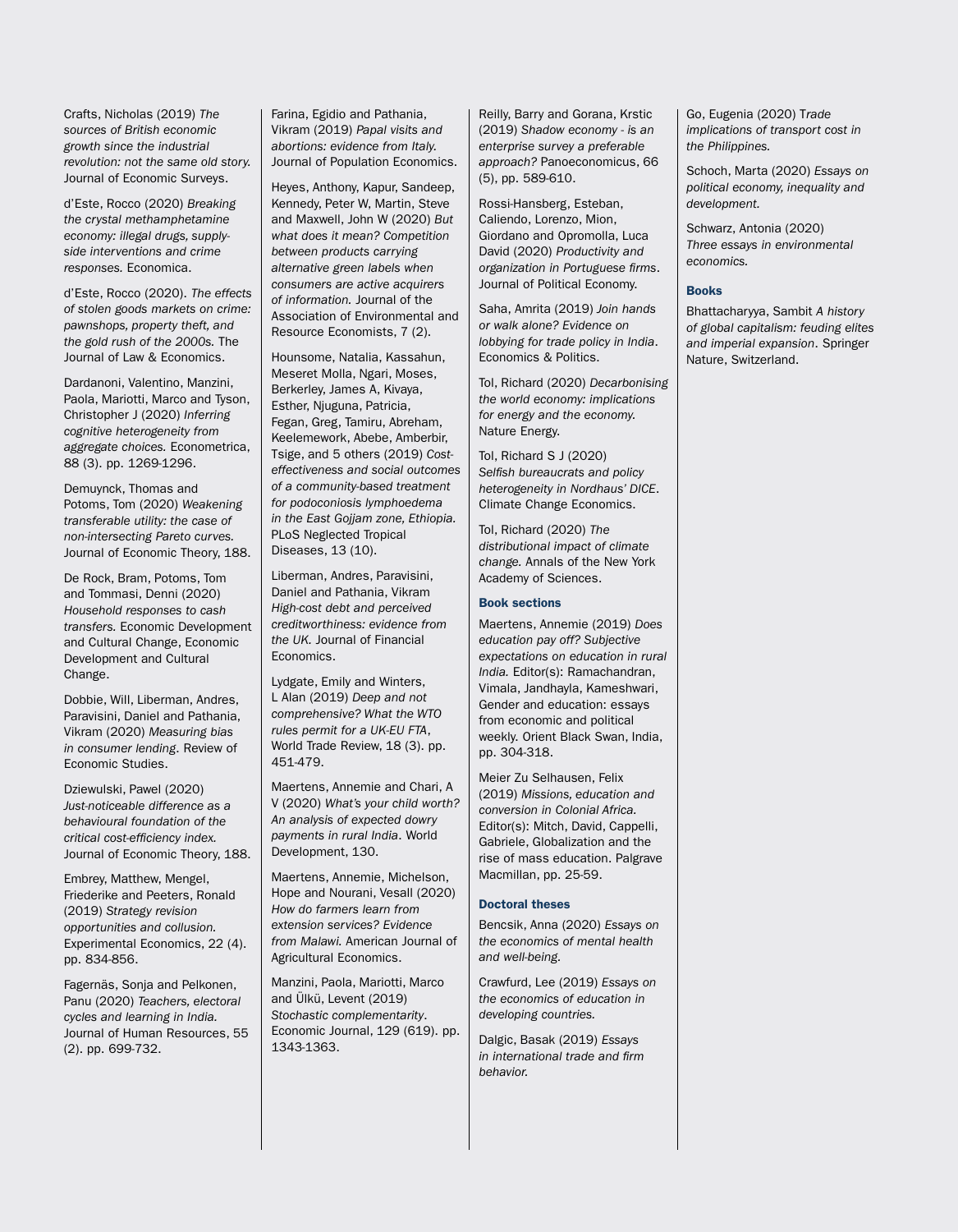Crafts, Nicholas (2019) *The sources of British economic growth since the industrial revolution: not the same old story.* Journal of Economic Surveys.

d'Este, Rocco (2020) *Breaking the crystal methamphetamine economy: illegal drugs, supply-side interventions and crime responses.* Economica.

d'Este, Rocco (2020). *The effects of stolen goods markets on crime: pawnshops, property theft, and the gold rush of the 2000s.* The Journal of Law & Economics.

Dardanoni, Valentino, Manzini, Paola, Mariotti, Marco and Tyson, Christopher J (2020) *Inferring cognitive heterogeneity from aggregate choices.* Econometrica, 88 (3). pp. 1269-1296.

Demuynck, Thomas and Potoms, Tom (2020) *Weakening transferable utility: the case of non-intersecting Pareto curves.* Journal of Economic Theory, 188.

De Rock, Bram, Potoms, Tom and Tommasi, Denni (2020) *Household responses to cash transfers.* Economic Development and Cultural Change, Economic Development and Cultural Change.

Dobbie, Will, Liberman, Andres, Paravisini, Daniel and Pathania, Vikram (2020) *Measuring bias in consumer lending.* Review of Economic Studies.

Dziewulski, Pawel (2020) *Just-noticeable difference as a behavioural foundation of the critical cost-efficiency index.* Journal of Economic Theory, 188.

Embrey, Matthew, Mengel, Friederike and Peeters, Ronald (2019) *Strategy revision opportunities and collusion.* Experimental Economics, 22 (4). pp. 834-856.

Fagernäs, Sonja and Pelkonen, Panu (2020) *Teachers, electoral cycles and learning in India.* Journal of Human Resources, 55 (2). pp. 699-732.

Farina, Egidio and Pathania, Vikram (2019) *Papal visits and abortions: evidence from Italy.* Journal of Population Economics.

Heyes, Anthony, Kapur, Sandeep, Kennedy, Peter W, Martin, Steve and Maxwell, John W (2020) *But what does it mean? Competition between products carrying alternative green labels when consumers are active acquirers of information.* Journal of the Association of Environmental and Resource Economists, 7 (2).

Hounsome, Natalia, Kassahun, Meseret Molla, Ngari, Moses, Berkerley, James A, Kivaya, Esther, Njuguna, Patricia, Fegan, Greg, Tamiru, Abreham, Keelemework, Abebe, Amberbir, Tsige, and 5 others (2019) *Cost-effectiveness and social outcomes of a community-based treatment for podoconiosis lymphoedema in the East Gojjam zone, Ethiopia.* PLoS Neglected Tropical Diseases, 13 (10).

Liberman, Andres, Paravisini, Daniel and Pathania, Vikram *High-cost debt and perceived creditworthiness: evidence from the UK.* Journal of Financial Economics.

Lydgate, Emily and Winters, L Alan (2019) *Deep and not comprehensive? What the WTO rules permit for a UK-EU FTA*, World Trade Review, 18 (3). pp. 451-479.

Maertens, Annemie and Chari, A V (2020) *What's your child worth? An analysis of expected dowry payments in rural India*. World Development, 130.

Maertens, Annemie, Michelson, Hope and Nourani, Vesall (2020) *How do farmers learn from extension services? Evidence from Malawi.* American Journal of Agricultural Economics.

Manzini, Paola, Mariotti, Marco and Ülkü, Levent (2019) *Stochastic complementarity*. Economic Journal, 129 (619). pp. 1343-1363.

Reilly, Barry and Gorana, Krstic (2019) *Shadow economy - is an enterprise survey a preferable approach?* Panoeconomicus, 66 (5), pp. 589-610.

Rossi-Hansberg, Esteban, Caliendo, Lorenzo, Mion, Giordano and Opromolla, Luca David (2020) *Productivity and organization in Portuguese firms*. Journal of Political Economy.

Saha, Amrita (2019) *Join hands or walk alone? Evidence on lobbying for trade policy in India*. Economics & Politics.

Tol, Richard (2020) *Decarbonising the world economy: implications for energy and the economy.* Nature Energy.

Tol, Richard S J (2020) *Selfish bureaucrats and policy heterogeneity in Nordhaus' DICE*. Climate Change Economics.

Tol, Richard (2020) *The distributional impact of climate change.* Annals of the New York Academy of Sciences.

### Book sections

Maertens, Annemie (2019) *Does education pay off? Subjective expectations on education in rural India.* Editor(s): Ramachandran, Vimala, Jandhayla, Kameshwari, Gender and education: essays from economic and political weekly. Orient Black Swan, India, pp. 304-318.

Meier Zu Selhausen, Felix (2019) *Missions, education and conversion in Colonial Africa.* Editor(s): Mitch, David, Cappelli, Gabriele, Globalization and the rise of mass education. Palgrave Macmillan, pp. 25-59.

### Doctoral theses

Bencsik, Anna (2020) *Essays on the economics of mental health and well-being.*

Crawfurd, Lee (2019) *Essays on the economics of education in developing countries.*

Dalgic, Basak (2019) *Essays in international trade and firm behavior.*

Go, Eugenia (2020) *Trade implications of transport cost in the Philippines.*

Schoch, Marta (2020) *Essays on political economy, inequality and development.*

Schwarz, Antonia (2020) *Three essays in environmental economics.*

### Books

Bhattacharyya, Sambit *A history of global capitalism: feuding elites and imperial expansion*. Springer Nature, Switzerland.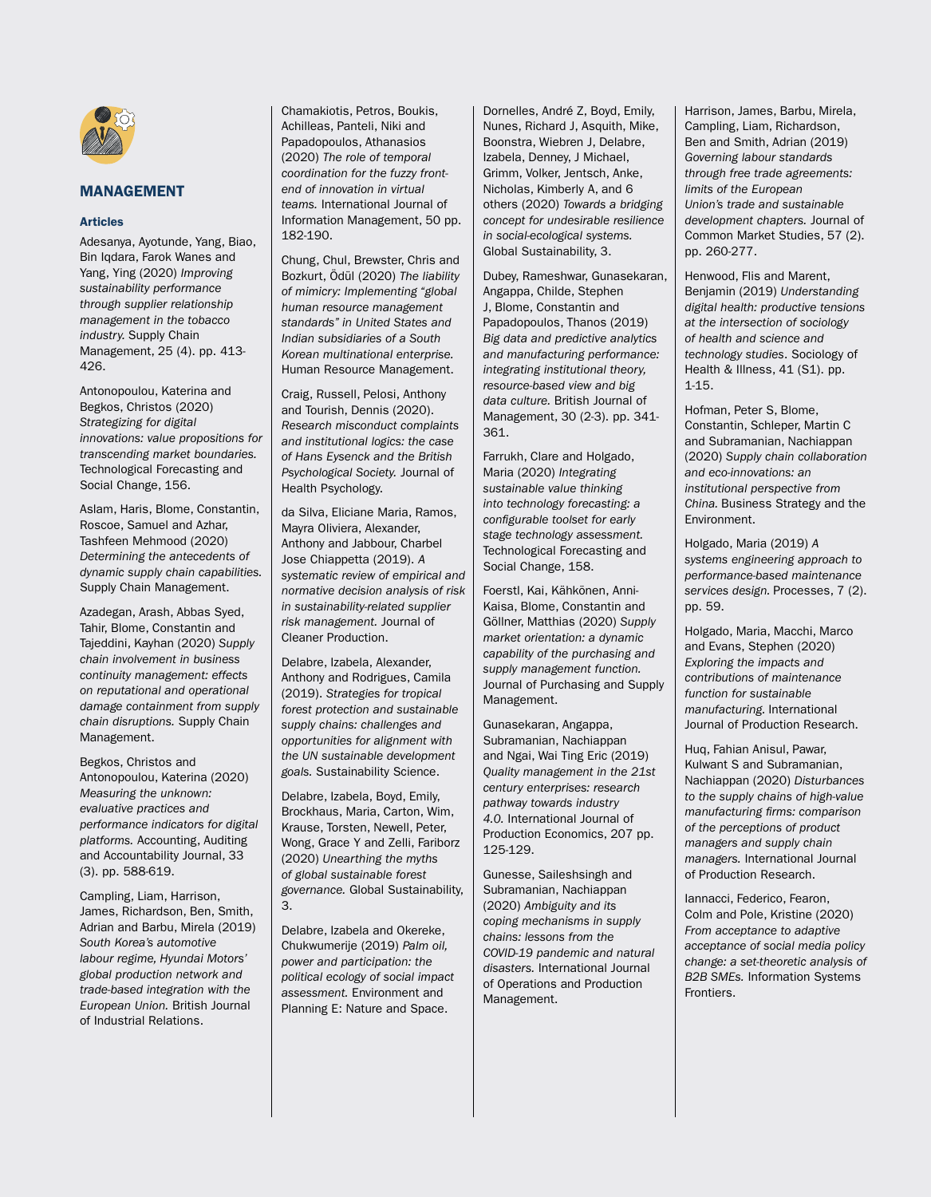## MANAGEMENT

### Articles

Adesanya, Ayotunde, Yang, Biao, Bin Iqdara, Farok Wanes and Yang, Ying (2020) *Improving sustainability performance through supplier relationship management in the tobacco industry.* Supply Chain Management, 25 (4). pp. 413-426.

Antonopoulou, Katerina and Begkos, Christos (2020) *Strategizing for digital innovations: value propositions for transcending market boundaries.* Technological Forecasting and Social Change, 156.

Aslam, Haris, Blome, Constantin, Roscoe, Samuel and Azhar, Tashfeen Mehmood (2020) *Determining the antecedents of dynamic supply chain capabilities.* Supply Chain Management.

Azadegan, Arash, Abbas Syed, Tahir, Blome, Constantin and Tajeddini, Kayhan (2020) *Supply chain involvement in business continuity management: effects on reputational and operational damage containment from supply chain disruptions.* Supply Chain Management.

Begkos, Christos and Antonopoulou, Katerina (2020) *Measuring the unknown: evaluative practices and performance indicators for digital platforms.* Accounting, Auditing and Accountability Journal, 33 (3). pp. 588-619.

Campling, Liam, Harrison, James, Richardson, Ben, Smith, Adrian and Barbu, Mirela (2019) *South Korea's automotive labour regime, Hyundai Motors' global production network and trade-based integration with the European Union.* British Journal of Industrial Relations.

Chamakiotis, Petros, Boukis, Achilleas, Panteli, Niki and Papadopoulos, Athanasios (2020) *The role of temporal coordination for the fuzzy front-end of innovation in virtual teams.* International Journal of Information Management, 50 pp. 182-190.

Chung, Chul, Brewster, Chris and Bozkurt, Ödül (2020) *The liability of mimicry: Implementing "global human resource management standards" in United States and Indian subsidiaries of a South Korean multinational enterprise.* Human Resource Management.

Craig, Russell, Pelosi, Anthony and Tourish, Dennis (2020). *Research misconduct complaints and institutional logics: the case of Hans Eysenck and the British Psychological Society.* Journal of Health Psychology.

da Silva, Eliciane Maria, Ramos, Mayra Oliviera, Alexander, Anthony and Jabbour, Charbel Jose Chiappetta (2019). *A systematic review of empirical and normative decision analysis of risk in sustainability-related supplier risk management.* Journal of Cleaner Production.

Delabre, Izabela, Alexander, Anthony and Rodrigues, Camila (2019). *Strategies for tropical forest protection and sustainable supply chains: challenges and opportunities for alignment with the UN sustainable development goals.* Sustainability Science.

Delabre, Izabela, Boyd, Emily, Brockhaus, Maria, Carton, Wim, Krause, Torsten, Newell, Peter, Wong, Grace Y and Zelli, Fariborz (2020) *Unearthing the myths of global sustainable forest governance.* Global Sustainability, 3.

Delabre, Izabela and Okereke, Chukwumerije (2019) *Palm oil, power and participation: the political ecology of social impact assessment.* Environment and Planning E: Nature and Space.

Dornelles, André Z, Boyd, Emily, Nunes, Richard J, Asquith, Mike, Boonstra, Wiebren J, Delabre, Izabela, Denney, J Michael, Grimm, Volker, Jentsch, Anke, Nicholas, Kimberly A, and 6 others (2020) *Towards a bridging concept for undesirable resilience in social-ecological systems.* Global Sustainability, 3.

Dubey, Rameshwar, Gunasekaran, Angappa, Childe, Stephen J, Blome, Constantin and Papadopoulos, Thanos (2019) *Big data and predictive analytics and manufacturing performance: integrating institutional theory, resource-based view and big data culture.* British Journal of Management, 30 (2-3). pp. 341-361.

Farrukh, Clare and Holgado, Maria (2020) *Integrating sustainable value thinking into technology forecasting: a configurable toolset for early stage technology assessment.* Technological Forecasting and Social Change, 158.

Foerstl, Kai, Kähkönen, Anni-Kaisa, Blome, Constantin and Göllner, Matthias (2020) *Supply market orientation: a dynamic capability of the purchasing and supply management function.* Journal of Purchasing and Supply Management.

Gunasekaran, Angappa, Subramanian, Nachiappan and Ngai, Wai Ting Eric (2019) *Quality management in the 21st century enterprises: research pathway towards industry 4.0.* International Journal of Production Economics, 207 pp. 125-129.

Gunesse, Saileshsingh and Subramanian, Nachiappan (2020) *Ambiguity and its coping mechanisms in supply chains: lessons from the COVID-19 pandemic and natural disasters.* International Journal of Operations and Production Management.

Harrison, James, Barbu, Mirela, Campling, Liam, Richardson, Ben and Smith, Adrian (2019) *Governing labour standards through free trade agreements: limits of the European Union's trade and sustainable development chapters.* Journal of Common Market Studies, 57 (2). pp. 260-277.

Henwood, Flis and Marent, Benjamin (2019) *Understanding digital health: productive tensions at the intersection of sociology of health and science and technology studies.* Sociology of Health & Illness, 41 (S1). pp. 1-15.

Hofman, Peter S, Blome, Constantin, Schleper, Martin C and Subramanian, Nachiappan (2020) *Supply chain collaboration and eco-innovations: an institutional perspective from China.* Business Strategy and the Environment.

Holgado, Maria (2019) *A systems engineering approach to performance-based maintenance services design.* Processes, 7 (2). pp. 59.

Holgado, Maria, Macchi, Marco and Evans, Stephen (2020) *Exploring the impacts and contributions of maintenance function for sustainable manufacturing.* International Journal of Production Research.

Huq, Fahian Anisul, Pawar, Kulwant S and Subramanian, Nachiappan (2020) *Disturbances to the supply chains of high-value manufacturing firms: comparison of the perceptions of product managers and supply chain managers.* International Journal of Production Research.

Iannacci, Federico, Fearon, Colm and Pole, Kristine (2020) *From acceptance to adaptive acceptance of social media policy change: a set-theoretic analysis of B2B SMEs.* Information Systems Frontiers.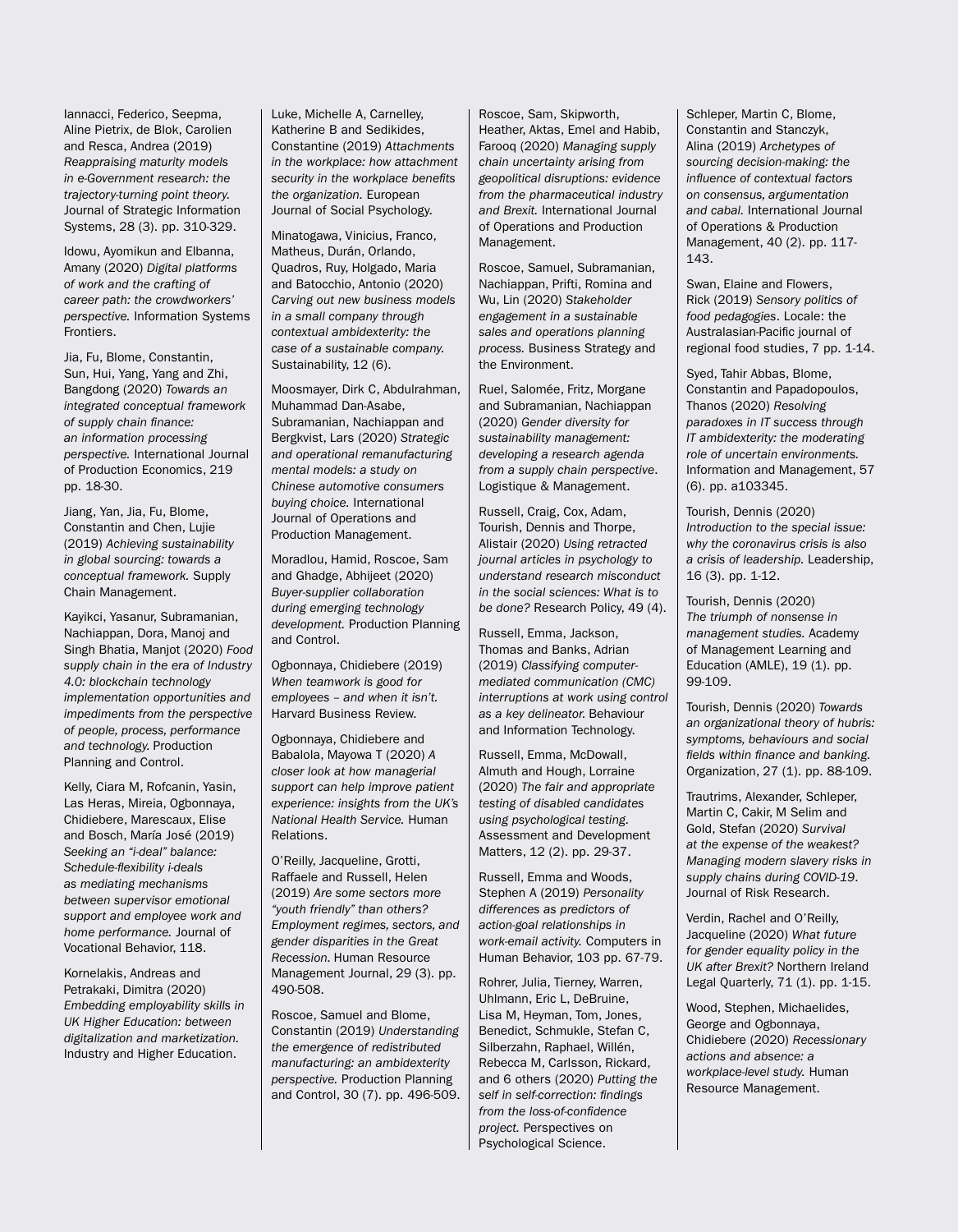Iannacci, Federico, Seepma, Aline Pietrix, de Blok, Carolien and Resca, Andrea (2019) *Reappraising maturity models in e-Government research: the trajectory-turning point theory.* Journal of Strategic Information Systems, 28 (3). pp. 310-329.

Idowu, Ayomikun and Elbanna, Amany (2020) *Digital platforms of work and the crafting of career path: the crowdworkers' perspective.* Information Systems Frontiers.

Jia, Fu, Blome, Constantin, Sun, Hui, Yang, Yang and Zhi, Bangdong (2020) *Towards an integrated conceptual framework of supply chain finance: an information processing perspective.* International Journal of Production Economics, 219 pp. 18-30.

Jiang, Yan, Jia, Fu, Blome, Constantin and Chen, Lujie (2019) *Achieving sustainability in global sourcing: towards a conceptual framework.* Supply Chain Management.

Kayikci, Yasanur, Subramanian, Nachiappan, Dora, Manoj and Singh Bhatia, Manjot (2020) *Food supply chain in the era of Industry 4.0: blockchain technology implementation opportunities and impediments from the perspective of people, process, performance and technology.* Production Planning and Control.

Kelly, Ciara M, Rofcanin, Yasin, Las Heras, Mireia, Ogbonnaya, Chidiebere, Marescaux, Elise and Bosch, María José (2019) *Seeking an "i-deal" balance: Schedule-flexibility i-deals as mediating mechanisms between supervisor emotional support and employee work and home performance.* Journal of Vocational Behavior, 118.

Kornelakis, Andreas and Petrakaki, Dimitra (2020) *Embedding employability skills in UK Higher Education: between digitalization and marketization.* Industry and Higher Education.

Luke, Michelle A, Carnelley, Katherine B and Sedikides, Constantine (2019) *Attachments in the workplace: how attachment security in the workplace benefits the organization.* European Journal of Social Psychology.

Minatogawa, Vinicius, Franco, Matheus, Durán, Orlando, Quadros, Ruy, Holgado, Maria and Batocchio, Antonio (2020) *Carving out new business models in a small company through contextual ambidexterity: the case of a sustainable company.* Sustainability, 12 (6).

Moosmayer, Dirk C, Abdulrahman, Muhammad Dan-Asabe, Subramanian, Nachiappan and Bergkvist, Lars (2020) *Strategic and operational remanufacturing mental models: a study on Chinese automotive consumers buying choice.* International Journal of Operations and Production Management.

Moradlou, Hamid, Roscoe, Sam and Ghadge, Abhijeet (2020) *Buyer-supplier collaboration during emerging technology development.* Production Planning and Control.

Ogbonnaya, Chidiebere (2019) *When teamwork is good for employees – and when it isn't.* Harvard Business Review.

Ogbonnaya, Chidiebere and Babalola, Mayowa T (2020) *A closer look at how managerial support can help improve patient experience: insights from the UK's National Health Service.* Human Relations.

O'Reilly, Jacqueline, Grotti, Raffaele and Russell, Helen (2019) *Are some sectors more "youth friendly" than others? Employment regimes, sectors, and gender disparities in the Great Recession.* Human Resource Management Journal, 29 (3). pp. 490-508.

Roscoe, Samuel and Blome, Constantin (2019) *Understanding the emergence of redistributed manufacturing: an ambidexterity perspective.* Production Planning and Control, 30 (7). pp. 496-509.

Roscoe, Sam, Skipworth, Heather, Aktas, Emel and Habib, Farooq (2020) *Managing supply chain uncertainty arising from geopolitical disruptions: evidence from the pharmaceutical industry and Brexit.* International Journal of Operations and Production Management.

Roscoe, Samuel, Subramanian, Nachiappan, Prifti, Romina and Wu, Lin (2020) *Stakeholder engagement in a sustainable sales and operations planning process.* Business Strategy and the Environment.

Ruel, Salomée, Fritz, Morgane and Subramanian, Nachiappan (2020) *Gender diversity for sustainability management: developing a research agenda from a supply chain perspective.* Logistique & Management.

Russell, Craig, Cox, Adam, Tourish, Dennis and Thorpe, Alistair (2020) *Using retracted journal articles in psychology to understand research misconduct in the social sciences: What is to be done?* Research Policy, 49 (4).

Russell, Emma, Jackson, Thomas and Banks, Adrian (2019) *Classifying computer-mediated communication (CMC) interruptions at work using control as a key delineator.* Behaviour and Information Technology.

Russell, Emma, McDowall, Almuth and Hough, Lorraine (2020) *The fair and appropriate testing of disabled candidates using psychological testing.* Assessment and Development Matters, 12 (2). pp. 29-37.

Russell, Emma and Woods, Stephen A (2019) *Personality differences as predictors of action-goal relationships in work-email activity.* Computers in Human Behavior, 103 pp. 67-79.

Rohrer, Julia, Tierney, Warren, Uhlmann, Eric L, DeBruine, Lisa M, Heyman, Tom, Jones, Benedict, Schmukle, Stefan C, Silberzahn, Raphael, Willén, Rebecca M, Carlsson, Rickard, and 6 others (2020) *Putting the self in self-correction: findings from the loss-of-confidence project.* Perspectives on Psychological Science.

Schleper, Martin C, Blome, Constantin and Stanczyk, Alina (2019) *Archetypes of sourcing decision-making: the influence of contextual factors on consensus, argumentation and cabal.* International Journal of Operations & Production Management, 40 (2). pp. 117-143.

Swan, Elaine and Flowers, Rick (2019) *Sensory politics of food pedagogies*. Locale: the Australasian-Pacific journal of regional food studies, 7 pp. 1-14.

Syed, Tahir Abbas, Blome, Constantin and Papadopoulos, Thanos (2020) *Resolving paradoxes in IT success through IT ambidexterity: the moderating role of uncertain environments.* Information and Management, 57 (6). pp. a103345.

Tourish, Dennis (2020) *Introduction to the special issue: why the coronavirus crisis is also a crisis of leadership.* Leadership, 16 (3). pp. 1-12.

Tourish, Dennis (2020) *The triumph of nonsense in management studies.* Academy of Management Learning and Education (AMLE), 19 (1). pp. 99-109.

Tourish, Dennis (2020) *Towards an organizational theory of hubris: symptoms, behaviours and social fields within finance and banking.* Organization, 27 (1). pp. 88-109.

Trautrims, Alexander, Schleper, Martin C, Cakir, M Selim and Gold, Stefan (2020) *Survival at the expense of the weakest? Managing modern slavery risks in supply chains during COVID-19*. Journal of Risk Research.

Verdin, Rachel and O'Reilly, Jacqueline (2020) *What future for gender equality policy in the UK after Brexit?* Northern Ireland Legal Quarterly, 71 (1). pp. 1-15.

Wood, Stephen, Michaelides, George and Ogbonnaya, Chidiebere (2020) *Recessionary actions and absence: a workplace-level study.* Human Resource Management.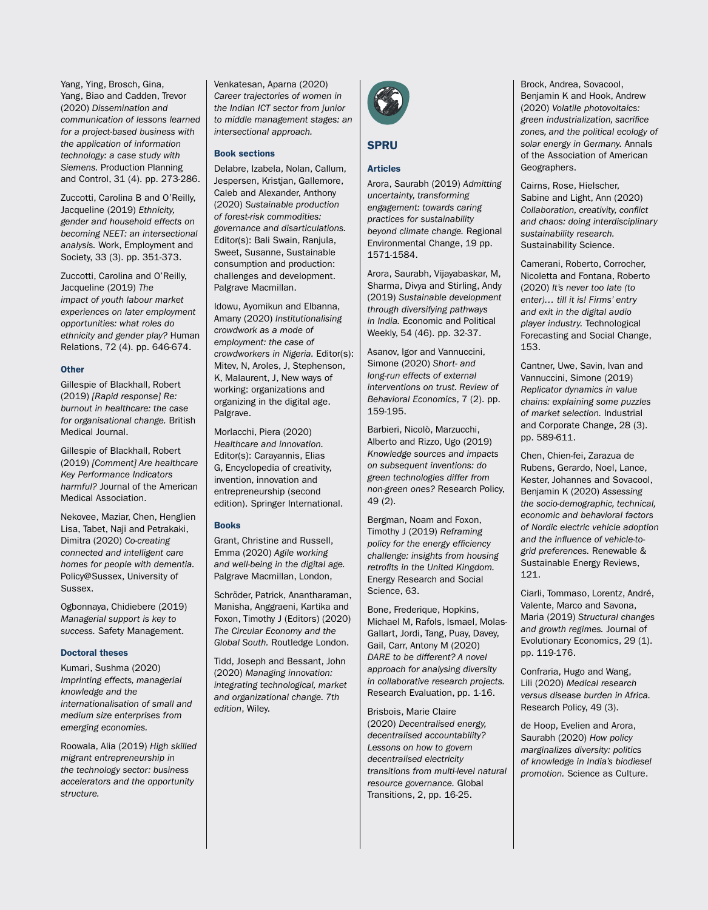Yang, Ying, Brosch, Gina, Yang, Biao and Cadden, Trevor (2020) *Dissemination and communication of lessons learned for a project-based business with the application of information technology: a case study with Siemens.* Production Planning and Control, 31 (4). pp. 273-286.

Zuccotti, Carolina B and O'Reilly, Jacqueline (2019) *Ethnicity, gender and household effects on becoming NEET: an intersectional analysis.* Work, Employment and Society, 33 (3). pp. 351-373.

Zuccotti, Carolina and O'Reilly, Jacqueline (2019) *The impact of youth labour market experiences on later employment opportunities: what roles do ethnicity and gender play?* Human Relations, 72 (4). pp. 646-674.

### Other

Gillespie of Blackhall, Robert (2019) *[Rapid response] Re: burnout in healthcare: the case for organisational change.* British Medical Journal.

Gillespie of Blackhall, Robert (2019) *[Comment] Are healthcare Key Performance Indicators harmful?* Journal of the American Medical Association.

Nekovee, Maziar, Chen, Henglien Lisa, Tabet, Naji and Petrakaki, Dimitra (2020) *Co-creating connected and intelligent care homes for people with dementia.* Policy@Sussex, University of Sussex.

Ogbonnaya, Chidiebere (2019) *Managerial support is key to success.* Safety Management.

### Doctoral theses

Kumari, Sushma (2020) *Imprinting effects, managerial knowledge and the internationalisation of small and medium size enterprises from emerging economies.*

Roowala, Alia (2019) *High skilled migrant entrepreneurship in the technology sector: business accelerators and the opportunity structure.*

Venkatesan, Aparna (2020) *Career trajectories of women in the Indian ICT sector from junior to middle management stages: an intersectional approach.*

### Book sections

Delabre, Izabela, Nolan, Callum, Jespersen, Kristjan, Gallemore, Caleb and Alexander, Anthony (2020) *Sustainable production of forest-risk commodities: governance and disarticulations.* Editor(s): Bali Swain, Ranjula, Sweet, Susanne, Sustainable consumption and production: challenges and development. Palgrave Macmillan.

Idowu, Ayomikun and Elbanna, Amany (2020) *Institutionalising crowdwork as a mode of employment: the case of crowdworkers in Nigeria.* Editor(s): Mitev, N, Aroles, J, Stephenson, K, Malaurent, J, New ways of working: organizations and organizing in the digital age. Palgrave.

Morlacchi, Piera (2020) *Healthcare and innovation.* Editor(s): Carayannis, Elias G, Encyclopedia of creativity, invention, innovation and entrepreneurship (second edition). Springer International.

### Books

Grant, Christine and Russell, Emma (2020) *Agile working and well-being in the digital age.* Palgrave Macmillan, London,

Schröder, Patrick, Anantharaman, Manisha, Anggraeni, Kartika and Foxon, Timothy J (Editors) (2020) *The Circular Economy and the Global South.* Routledge London.

Tidd, Joseph and Bessant, John (2020) *Managing innovation: integrating technological, market and organizational change. 7th edition*, Wiley.

## SPRU

### Articles

Arora, Saurabh (2019) *Admitting uncertainty, transforming engagement: towards caring practices for sustainability beyond climate change.* Regional Environmental Change, 19 pp. 1571-1584.

Arora, Saurabh, Vijayabaskar, M, Sharma, Divya and Stirling, Andy (2019) *Sustainable development through diversifying pathways in India.* Economic and Political Weekly, 54 (46). pp. 32-37.

Asanov, Igor and Vannuccini, Simone (2020) *Short- and long-run effects of external interventions on trust. Review of Behavioral Economics*, 7 (2). pp. 159-195.

Barbieri, Nicolò, Marzucchi, Alberto and Rizzo, Ugo (2019) *Knowledge sources and impacts on subsequent inventions: do green technologies differ from non-green ones?* Research Policy, 49 (2).

Bergman, Noam and Foxon, Timothy J (2019) *Reframing policy for the energy efficiency challenge: insights from housing retrofits in the United Kingdom.* Energy Research and Social Science, 63.

Bone, Frederique, Hopkins, Michael M, Rafols, Ismael, Molas-Gallart, Jordi, Tang, Puay, Davey, Gail, Carr, Antony M (2020) *DARE to be different? A novel approach for analysing diversity in collaborative research projects.* Research Evaluation, pp. 1-16.

Brisbois, Marie Claire (2020) *Decentralised energy, decentralised accountability? Lessons on how to govern decentralised electricity transitions from multi-level natural resource governance.* Global Transitions, 2, pp. 16-25.

Brock, Andrea, Sovacool, Benjamin K and Hook, Andrew (2020) *Volatile photovoltaics: green industrialization, sacrifice zones, and the political ecology of solar energy in Germany.* Annals of the Association of American Geographers.

Cairns, Rose, Hielscher, Sabine and Light, Ann (2020) *Collaboration, creativity, conflict and chaos: doing interdisciplinary sustainability research.* Sustainability Science.

Camerani, Roberto, Corrocher, Nicoletta and Fontana, Roberto (2020) *It's never too late (to enter)… till it is! Firms' entry and exit in the digital audio player industry.* Technological Forecasting and Social Change, 153.

Cantner, Uwe, Savin, Ivan and Vannuccini, Simone (2019) *Replicator dynamics in value chains: explaining some puzzles of market selection.* Industrial and Corporate Change, 28 (3). pp. 589-611.

Chen, Chien-fei, Zarazua de Rubens, Gerardo, Noel, Lance, Kester, Johannes and Sovacool, Benjamin K (2020) *Assessing the socio-demographic, technical, economic and behavioral factors of Nordic electric vehicle adoption and the influence of vehicle-to-grid preferences.* Renewable & Sustainable Energy Reviews, 121.

Ciarli, Tommaso, Lorentz, André, Valente, Marco and Savona, Maria (2019) *Structural changes and growth regimes.* Journal of Evolutionary Economics, 29 (1). pp. 119-176.

Confraria, Hugo and Wang, Lili (2020) *Medical research versus disease burden in Africa.* Research Policy, 49 (3).

de Hoop, Evelien and Arora, Saurabh (2020) *How policy marginalizes diversity: politics of knowledge in India's biodiesel promotion.* Science as Culture.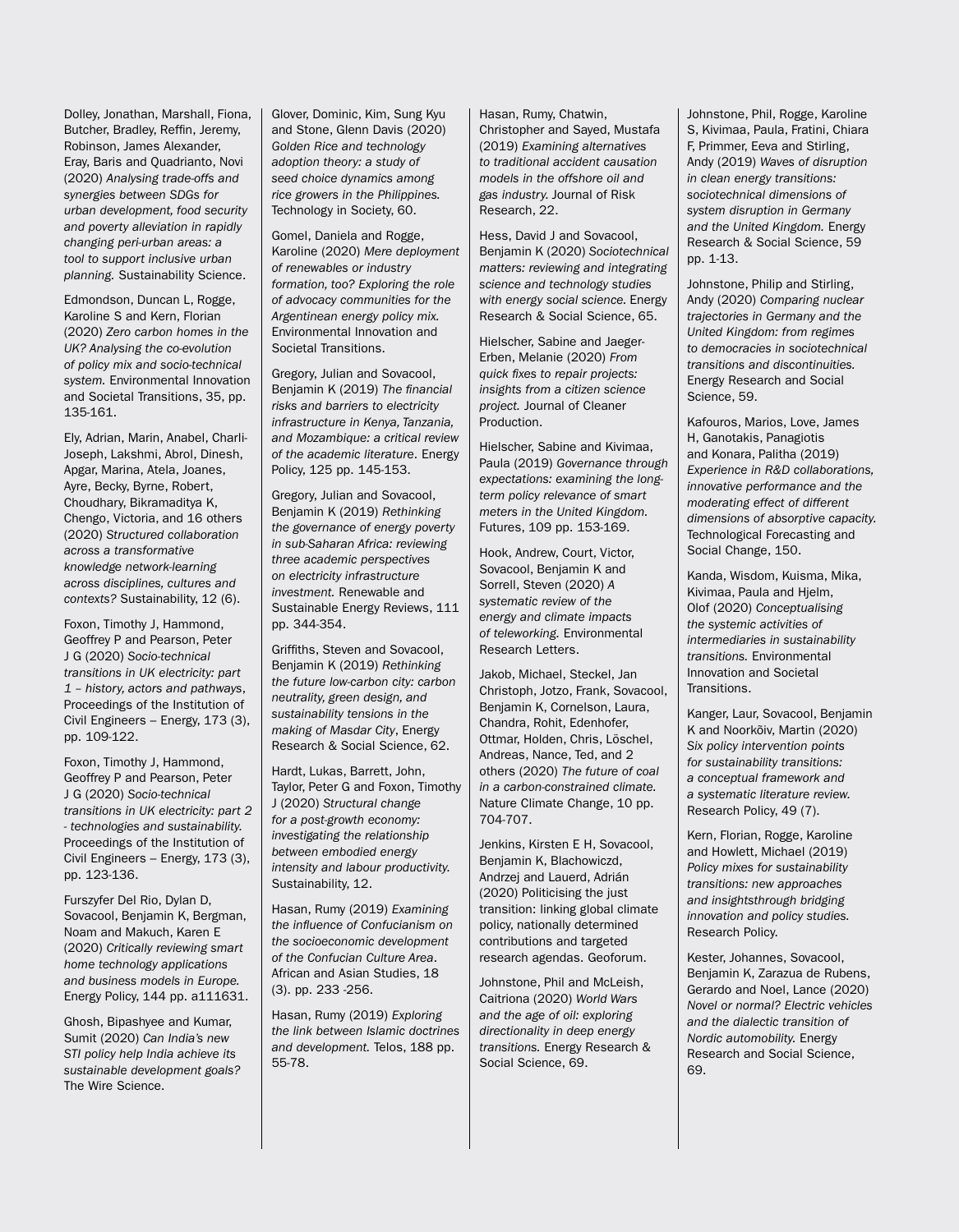Dolley, Jonathan, Marshall, Fiona, Butcher, Bradley, Reffin, Jeremy, Robinson, James Alexander, Eray, Baris and Quadrianto, Novi (2020) *Analysing trade-offs and synergies between SDGs for urban development, food security and poverty alleviation in rapidly changing peri-urban areas: a tool to support inclusive urban planning.* Sustainability Science.

Edmondson, Duncan L, Rogge, Karoline S and Kern, Florian (2020) *Zero carbon homes in the UK? Analysing the co-evolution of policy mix and socio-technical system.* Environmental Innovation and Societal Transitions, 35, pp. 135-161.

Ely, Adrian, Marin, Anabel, Charli-Joseph, Lakshmi, Abrol, Dinesh, Apgar, Marina, Atela, Joanes, Ayre, Becky, Byrne, Robert, Choudhary, Bikramaditya K, Chengo, Victoria, and 16 others (2020) *Structured collaboration across a transformative knowledge network-learning across disciplines, cultures and contexts?* Sustainability, 12 (6).

Foxon, Timothy J, Hammond, Geoffrey P and Pearson, Peter J G (2020) *Socio-technical transitions in UK electricity: part 1 – history, actors and pathways*, Proceedings of the Institution of Civil Engineers – Energy, 173 (3), pp. 109-122.

Foxon, Timothy J, Hammond, Geoffrey P and Pearson, Peter J G (2020) *Socio-technical transitions in UK electricity: part 2 - technologies and sustainability.* Proceedings of the Institution of Civil Engineers – Energy, 173 (3), pp. 123-136.

Furszyfer Del Rio, Dylan D, Sovacool, Benjamin K, Bergman, Noam and Makuch, Karen E (2020) *Critically reviewing smart home technology applications and business models in Europe.* Energy Policy, 144 pp. a111631.

Ghosh, Bipashyee and Kumar, Sumit (2020) *Can India's new STI policy help India achieve its sustainable development goals?* The Wire Science.

Glover, Dominic, Kim, Sung Kyu and Stone, Glenn Davis (2020) *Golden Rice and technology adoption theory: a study of seed choice dynamics among rice growers in the Philippines.* Technology in Society, 60.

Gomel, Daniela and Rogge, Karoline (2020) *Mere deployment of renewables or industry formation, too? Exploring the role of advocacy communities for the Argentinean energy policy mix.* Environmental Innovation and Societal Transitions.

Gregory, Julian and Sovacool, Benjamin K (2019) *The financial risks and barriers to electricity infrastructure in Kenya, Tanzania, and Mozambique: a critical review of the academic literature*. Energy Policy, 125 pp. 145-153.

Gregory, Julian and Sovacool, Benjamin K (2019) *Rethinking the governance of energy poverty in sub-Saharan Africa: reviewing three academic perspectives on electricity infrastructure investment.* Renewable and Sustainable Energy Reviews, 111 pp. 344-354.

Griffiths, Steven and Sovacool, Benjamin K (2019) *Rethinking the future low-carbon city: carbon neutrality, green design, and sustainability tensions in the making of Masdar City*, Energy Research & Social Science, 62.

Hardt, Lukas, Barrett, John, Taylor, Peter G and Foxon, Timothy J (2020) *Structural change for a post-growth economy: investigating the relationship between embodied energy intensity and labour productivity.* Sustainability, 12.

Hasan, Rumy (2019) *Examining the influence of Confucianism on the socioeconomic development of the Confucian Culture Area*. African and Asian Studies, 18 (3). pp. 233 -256.

Hasan, Rumy (2019) *Exploring the link between Islamic doctrines and development.* Telos, 188 pp. 55-78.

Hasan, Rumy, Chatwin, Christopher and Sayed, Mustafa (2019) *Examining alternatives to traditional accident causation models in the offshore oil and gas industry.* Journal of Risk Research, 22.

Hess, David J and Sovacool, Benjamin K (2020) *Sociotechnical matters: reviewing and integrating science and technology studies with energy social science.* Energy Research & Social Science, 65.

Hielscher, Sabine and Jaeger-Erben, Melanie (2020) *From quick fixes to repair projects: insights from a citizen science project.* Journal of Cleaner Production.

Hielscher, Sabine and Kivimaa, Paula (2019) *Governance through expectations: examining the long-term policy relevance of smart meters in the United Kingdom.* Futures, 109 pp. 153-169.

Hook, Andrew, Court, Victor, Sovacool, Benjamin K and Sorrell, Steven (2020) *A systematic review of the energy and climate impacts of teleworking.* Environmental Research Letters.

Jakob, Michael, Steckel, Jan Christoph, Jotzo, Frank, Sovacool, Benjamin K, Cornelson, Laura, Chandra, Rohit, Edenhofer, Ottmar, Holden, Chris, Löschel, Andreas, Nance, Ted, and 2 others (2020) *The future of coal in a carbon-constrained climate.* Nature Climate Change, 10 pp. 704-707.

Jenkins, Kirsten E H, Sovacool, Benjamin K, Blachowiczd, Andrzej and Lauerd, Adrián (2020) Politicising the just transition: linking global climate policy, nationally determined contributions and targeted research agendas. Geoforum.

Johnstone, Phil and McLeish, Caitriona (2020) *World Wars and the age of oil: exploring directionality in deep energy transitions.* Energy Research & Social Science, 69.

Johnstone, Phil, Rogge, Karoline S, Kivimaa, Paula, Fratini, Chiara F, Primmer, Eeva and Stirling, Andy (2019) *Waves of disruption in clean energy transitions: sociotechnical dimensions of system disruption in Germany and the United Kingdom.* Energy Research & Social Science, 59 pp. 1-13.

Johnstone, Philip and Stirling, Andy (2020) *Comparing nuclear trajectories in Germany and the United Kingdom: from regimes to democracies in sociotechnical transitions and discontinuities.* Energy Research and Social Science, 59.

Kafouros, Marios, Love, James H, Ganotakis, Panagiotis and Konara, Palitha (2019) *Experience in R&D collaborations, innovative performance and the moderating effect of different dimensions of absorptive capacity.* Technological Forecasting and Social Change, 150.

Kanda, Wisdom, Kuisma, Mika, Kivimaa, Paula and Hjelm, Olof (2020) *Conceptualising the systemic activities of intermediaries in sustainability transitions.* Environmental Innovation and Societal Transitions.

Kanger, Laur, Sovacool, Benjamin K and Noorkõiv, Martin (2020) *Six policy intervention points for sustainability transitions: a conceptual framework and a systematic literature review.* Research Policy, 49 (7).

Kern, Florian, Rogge, Karoline and Howlett, Michael (2019) *Policy mixes for sustainability transitions: new approaches and insightsthrough bridging innovation and policy studies.* Research Policy.

Kester, Johannes, Sovacool, Benjamin K, Zarazua de Rubens, Gerardo and Noel, Lance (2020) *Novel or normal? Electric vehicles and the dialectic transition of Nordic automobility.* Energy Research and Social Science, 69.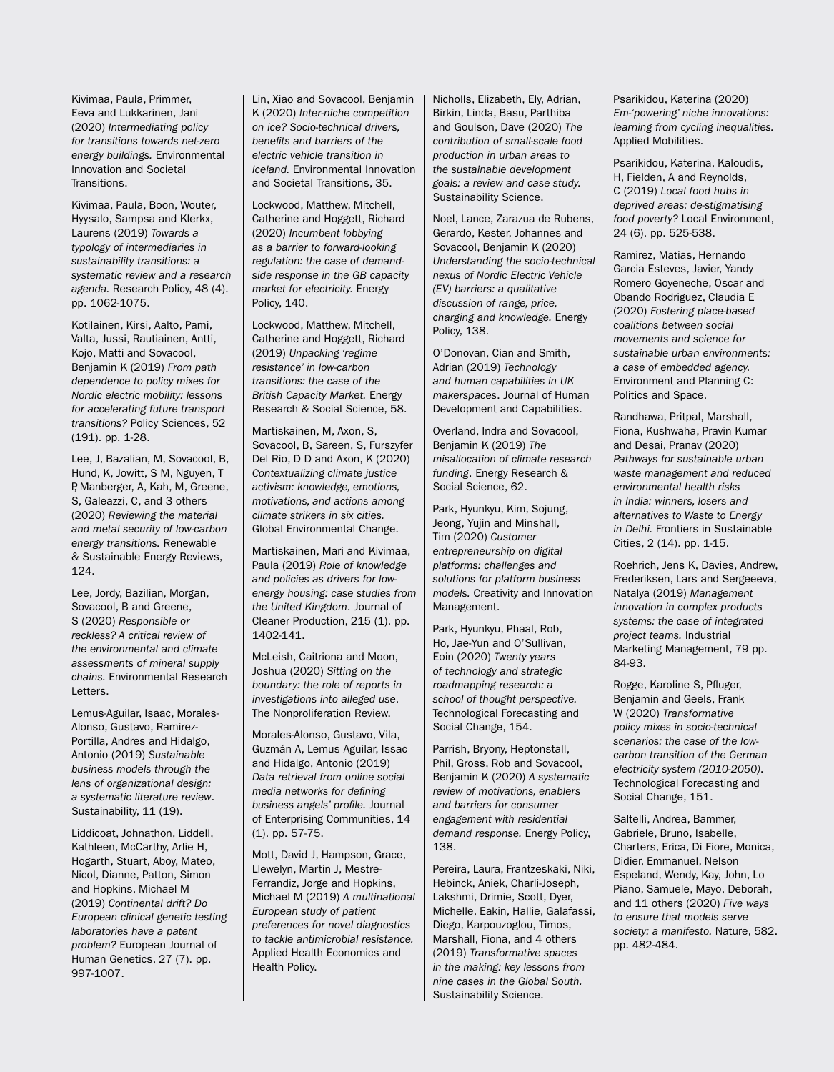Kivimaa, Paula, Primmer, Eeva and Lukkarinen, Jani (2020) *Intermediating policy for transitions towards net-zero energy buildings.* Environmental Innovation and Societal Transitions.

Kivimaa, Paula, Boon, Wouter, Hyysalo, Sampsa and Klerkx, Laurens (2019) *Towards a typology of intermediaries in sustainability transitions: a systematic review and a research agenda.* Research Policy, 48 (4). pp. 1062-1075.

Kotilainen, Kirsi, Aalto, Pami, Valta, Jussi, Rautiainen, Antti, Kojo, Matti and Sovacool, Benjamin K (2019) *From path dependence to policy mixes for Nordic electric mobility: lessons for accelerating future transport transitions?* Policy Sciences, 52 (191). pp. 1-28.

Lee, J, Bazalian, M, Sovacool, B, Hund, K, Jowitt, S M, Nguyen, T P, Manberger, A, Kah, M, Greene, S, Galeazzi, C, and 3 others (2020) *Reviewing the material and metal security of low-carbon energy transitions.* Renewable & Sustainable Energy Reviews, 124.

Lee, Jordy, Bazilian, Morgan, Sovacool, B and Greene, S (2020) *Responsible or reckless? A critical review of the environmental and climate assessments of mineral supply chains.* Environmental Research Letters.

Lemus-Aguilar, Isaac, Morales-Alonso, Gustavo, Ramirez-Portilla, Andres and Hidalgo, Antonio (2019) *Sustainable business models through the lens of organizational design: a systematic literature review*. Sustainability, 11 (19).

Liddicoat, Johnathon, Liddell, Kathleen, McCarthy, Arlie H, Hogarth, Stuart, Aboy, Mateo, Nicol, Dianne, Patton, Simon and Hopkins, Michael M (2019) *Continental drift? Do European clinical genetic testing laboratories have a patent problem?* European Journal of Human Genetics, 27 (7). pp. 997-1007.

Lin, Xiao and Sovacool, Benjamin K (2020) *Inter-niche competition on ice? Socio-technical drivers, benefits and barriers of the electric vehicle transition in Iceland.* Environmental Innovation and Societal Transitions, 35.

Lockwood, Matthew, Mitchell, Catherine and Hoggett, Richard (2020) *Incumbent lobbying as a barrier to forward-looking regulation: the case of demand-side response in the GB capacity market for electricity.* Energy Policy, 140.

Lockwood, Matthew, Mitchell, Catherine and Hoggett, Richard (2019) *Unpacking 'regime resistance' in low-carbon transitions: the case of the British Capacity Market.* Energy Research & Social Science, 58.

Martiskainen, M, Axon, S, Sovacool, B, Sareen, S, Furszyfer Del Rio, D D and Axon, K (2020) *Contextualizing climate justice activism: knowledge, emotions, motivations, and actions among climate strikers in six cities.* Global Environmental Change.

Martiskainen, Mari and Kivimaa, Paula (2019) *Role of knowledge and policies as drivers for low-energy housing: case studies from the United Kingdom*. Journal of Cleaner Production, 215 (1). pp. 1402-141.

McLeish, Caitriona and Moon, Joshua (2020) *Sitting on the boundary: the role of reports in investigations into alleged use*. The Nonproliferation Review.

Morales-Alonso, Gustavo, Vila, Guzmán A, Lemus Aguilar, Issac and Hidalgo, Antonio (2019) *Data retrieval from online social media networks for defining business angels' profile.* Journal of Enterprising Communities, 14 (1). pp. 57-75.

Mott, David J, Hampson, Grace, Llewelyn, Martin J, Mestre-Ferrandiz, Jorge and Hopkins, Michael M (2019) *A multinational European study of patient preferences for novel diagnostics to tackle antimicrobial resistance.* Applied Health Economics and Health Policy.

Nicholls, Elizabeth, Ely, Adrian, Birkin, Linda, Basu, Parthiba and Goulson, Dave (2020) *The contribution of small-scale food production in urban areas to the sustainable development goals: a review and case study.* Sustainability Science.

Noel, Lance, Zarazua de Rubens, Gerardo, Kester, Johannes and Sovacool, Benjamin K (2020) *Understanding the socio-technical nexus of Nordic Electric Vehicle (EV) barriers: a qualitative discussion of range, price, charging and knowledge.* Energy Policy, 138.

O'Donovan, Cian and Smith, Adrian (2019) *Technology and human capabilities in UK makerspaces*. Journal of Human Development and Capabilities.

Overland, Indra and Sovacool, Benjamin K (2019) *The misallocation of climate research funding*. Energy Research & Social Science, 62.

Park, Hyunkyu, Kim, Sojung, Jeong, Yujin and Minshall, Tim (2020) *Customer entrepreneurship on digital platforms: challenges and solutions for platform business models.* Creativity and Innovation Management.

Park, Hyunkyu, Phaal, Rob, Ho, Jae-Yun and O'Sullivan, Eoin (2020) *Twenty years of technology and strategic roadmapping research: a school of thought perspective.* Technological Forecasting and Social Change, 154.

Parrish, Bryony, Heptonstall, Phil, Gross, Rob and Sovacool, Benjamin K (2020) *A systematic review of motivations, enablers and barriers for consumer engagement with residential demand response.* Energy Policy, 138.

Pereira, Laura, Frantzeskaki, Niki, Hebinck, Aniek, Charli-Joseph, Lakshmi, Drimie, Scott, Dyer, Michelle, Eakin, Hallie, Galafassi, Diego, Karpouzoglou, Timos, Marshall, Fiona, and 4 others (2019) *Transformative spaces in the making: key lessons from nine cases in the Global South.* Sustainability Science.

Psarikidou, Katerina (2020) *Em-'powering' niche innovations: learning from cycling inequalities.* Applied Mobilities.

Psarikidou, Katerina, Kaloudis, H, Fielden, A and Reynolds, C (2019) *Local food hubs in deprived areas: de-stigmatising food poverty?* Local Environment, 24 (6). pp. 525-538.

Ramirez, Matias, Hernando Garcia Esteves, Javier, Yandy Romero Goyeneche, Oscar and Obando Rodriguez, Claudia E (2020) *Fostering place-based coalitions between social movements and science for sustainable urban environments: a case of embedded agency.* Environment and Planning C: Politics and Space.

Randhawa, Pritpal, Marshall, Fiona, Kushwaha, Pravin Kumar and Desai, Pranav (2020) *Pathways for sustainable urban waste management and reduced environmental health risks in India: winners, losers and alternatives to Waste to Energy in Delhi.* Frontiers in Sustainable Cities, 2 (14). pp. 1-15.

Roehrich, Jens K, Davies, Andrew, Frederiksen, Lars and Sergeeeva, Natalya (2019) *Management innovation in complex products systems: the case of integrated project teams.* Industrial Marketing Management, 79 pp. 84-93.

Rogge, Karoline S, Pfluger, Benjamin and Geels, Frank W (2020) *Transformative policy mixes in socio-technical scenarios: the case of the low-carbon transition of the German electricity system (2010-2050)*. Technological Forecasting and Social Change, 151.

Saltelli, Andrea, Bammer, Gabriele, Bruno, Isabelle, Charters, Erica, Di Fiore, Monica, Didier, Emmanuel, Nelson Espeland, Wendy, Kay, John, Lo Piano, Samuele, Mayo, Deborah, and 11 others (2020) *Five ways to ensure that models serve society: a manifesto.* Nature, 582. pp. 482-484.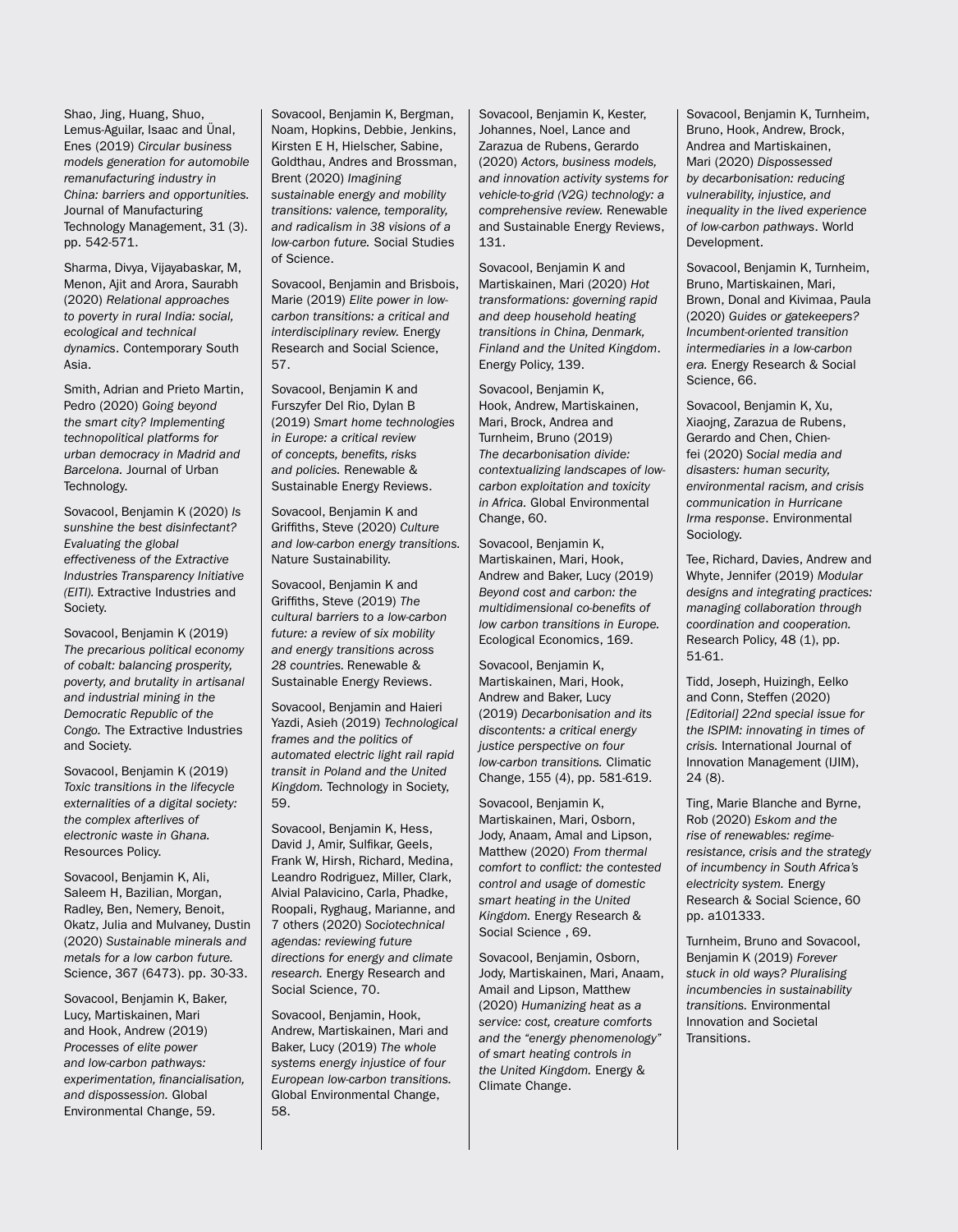Shao, Jing, Huang, Shuo, Lemus-Aguilar, Isaac and Ünal, Enes (2019) *Circular business models generation for automobile remanufacturing industry in China: barriers and opportunities.* Journal of Manufacturing Technology Management, 31 (3). pp. 542-571.

Sharma, Divya, Vijayabaskar, M, Menon, Ajit and Arora, Saurabh (2020) *Relational approaches to poverty in rural India: social, ecological and technical dynamics*. Contemporary South Asia.

Smith, Adrian and Prieto Martin, Pedro (2020) *Going beyond the smart city? Implementing technopolitical platforms for urban democracy in Madrid and Barcelona.* Journal of Urban Technology.

Sovacool, Benjamin K (2020) *Is sunshine the best disinfectant? Evaluating the global effectiveness of the Extractive Industries Transparency Initiative (EITI).* Extractive Industries and Society.

Sovacool, Benjamin K (2019) *The precarious political economy of cobalt: balancing prosperity, poverty, and brutality in artisanal and industrial mining in the Democratic Republic of the Congo.* The Extractive Industries and Society.

Sovacool, Benjamin K (2019) *Toxic transitions in the lifecycle externalities of a digital society: the complex afterlives of electronic waste in Ghana.* Resources Policy.

Sovacool, Benjamin K, Ali, Saleem H, Bazilian, Morgan, Radley, Ben, Nemery, Benoit, Okatz, Julia and Mulvaney, Dustin (2020) *Sustainable minerals and metals for a low carbon future.* Science, 367 (6473). pp. 30-33.

Sovacool, Benjamin K, Baker, Lucy, Martiskainen, Mari and Hook, Andrew (2019) *Processes of elite power and low-carbon pathways: experimentation, financialisation, and dispossession.* Global Environmental Change, 59.

Sovacool, Benjamin K, Bergman, Noam, Hopkins, Debbie, Jenkins, Kirsten E H, Hielscher, Sabine, Goldthau, Andres and Brossman, Brent (2020) *Imagining sustainable energy and mobility transitions: valence, temporality, and radicalism in 38 visions of a low-carbon future.* Social Studies of Science.

Sovacool, Benjamin and Brisbois, Marie (2019) *Elite power in low-carbon transitions: a critical and interdisciplinary review.* Energy Research and Social Science, 57.

Sovacool, Benjamin K and Furszyfer Del Rio, Dylan B (2019) *Smart home technologies in Europe: a critical review of concepts, benefits, risks and policies.* Renewable & Sustainable Energy Reviews.

Sovacool, Benjamin K and Griffiths, Steve (2020) *Culture and low-carbon energy transitions.* Nature Sustainability.

Sovacool, Benjamin K and Griffiths, Steve (2019) *The cultural barriers to a low-carbon future: a review of six mobility and energy transitions across 28 countries.* Renewable & Sustainable Energy Reviews.

Sovacool, Benjamin and Haieri Yazdi, Asieh (2019) *Technological frames and the politics of automated electric light rail rapid transit in Poland and the United Kingdom.* Technology in Society, 59.

Sovacool, Benjamin K, Hess, David J, Amir, Sulfikar, Geels, Frank W, Hirsh, Richard, Medina, Leandro Rodriguez, Miller, Clark, Alvial Palavicino, Carla, Phadke, Roopali, Ryghaug, Marianne, and 7 others (2020) *Sociotechnical agendas: reviewing future directions for energy and climate research.* Energy Research and Social Science, 70.

Sovacool, Benjamin, Hook, Andrew, Martiskainen, Mari and Baker, Lucy (2019) *The whole systems energy injustice of four European low-carbon transitions.* Global Environmental Change, 58.

Sovacool, Benjamin K, Kester, Johannes, Noel, Lance and Zarazua de Rubens, Gerardo (2020) *Actors, business models, and innovation activity systems for vehicle-to-grid (V2G) technology: a comprehensive review.* Renewable and Sustainable Energy Reviews, 131.

Sovacool, Benjamin K and Martiskainen, Mari (2020) *Hot transformations: governing rapid and deep household heating transitions in China, Denmark, Finland and the United Kingdom*. Energy Policy, 139.

Sovacool, Benjamin K, Hook, Andrew, Martiskainen, Mari, Brock, Andrea and Turnheim, Bruno (2019) *The decarbonisation divide: contextualizing landscapes of low-carbon exploitation and toxicity in Africa.* Global Environmental Change, 60.

Sovacool, Benjamin K, Martiskainen, Mari, Hook, Andrew and Baker, Lucy (2019) *Beyond cost and carbon: the multidimensional co-benefits of low carbon transitions in Europe.* Ecological Economics, 169.

Sovacool, Benjamin K, Martiskainen, Mari, Hook, Andrew and Baker, Lucy (2019) *Decarbonisation and its discontents: a critical energy justice perspective on four low-carbon transitions.* Climatic Change, 155 (4), pp. 581-619.

Sovacool, Benjamin K, Martiskainen, Mari, Osborn, Jody, Anaam, Amal and Lipson, Matthew (2020) *From thermal comfort to conflict: the contested control and usage of domestic smart heating in the United Kingdom.* Energy Research & Social Science , 69.

Sovacool, Benjamin, Osborn, Jody, Martiskainen, Mari, Anaam, Amail and Lipson, Matthew (2020) *Humanizing heat as a service: cost, creature comforts and the "energy phenomenology" of smart heating controls in the United Kingdom.* Energy & Climate Change.

Sovacool, Benjamin K, Turnheim, Bruno, Hook, Andrew, Brock, Andrea and Martiskainen, Mari (2020) *Dispossessed by decarbonisation: reducing vulnerability, injustice, and inequality in the lived experience of low-carbon pathways*. World Development.

Sovacool, Benjamin K, Turnheim, Bruno, Martiskainen, Mari, Brown, Donal and Kivimaa, Paula (2020) *Guides or gatekeepers? Incumbent-oriented transition intermediaries in a low-carbon era.* Energy Research & Social Science, 66.

Sovacool, Benjamin K, Xu, Xiaojng, Zarazua de Rubens, Gerardo and Chen, Chien-fei (2020) *Social media and disasters: human security, environmental racism, and crisis communication in Hurricane Irma response*. Environmental Sociology.

Tee, Richard, Davies, Andrew and Whyte, Jennifer (2019) *Modular designs and integrating practices: managing collaboration through coordination and cooperation.* Research Policy, 48 (1), pp. 51-61.

Tidd, Joseph, Huizingh, Eelko and Conn, Steffen (2020) *[Editorial] 22nd special issue for the ISPIM: innovating in times of crisis.* International Journal of Innovation Management (IJIM), 24 (8).

Ting, Marie Blanche and Byrne, Rob (2020) *Eskom and the rise of renewables: regime-resistance, crisis and the strategy of incumbency in South Africa's electricity system.* Energy Research & Social Science, 60 pp. a101333.

Turnheim, Bruno and Sovacool, Benjamin K (2019) *Forever stuck in old ways? Pluralising incumbencies in sustainability transitions.* Environmental Innovation and Societal Transitions.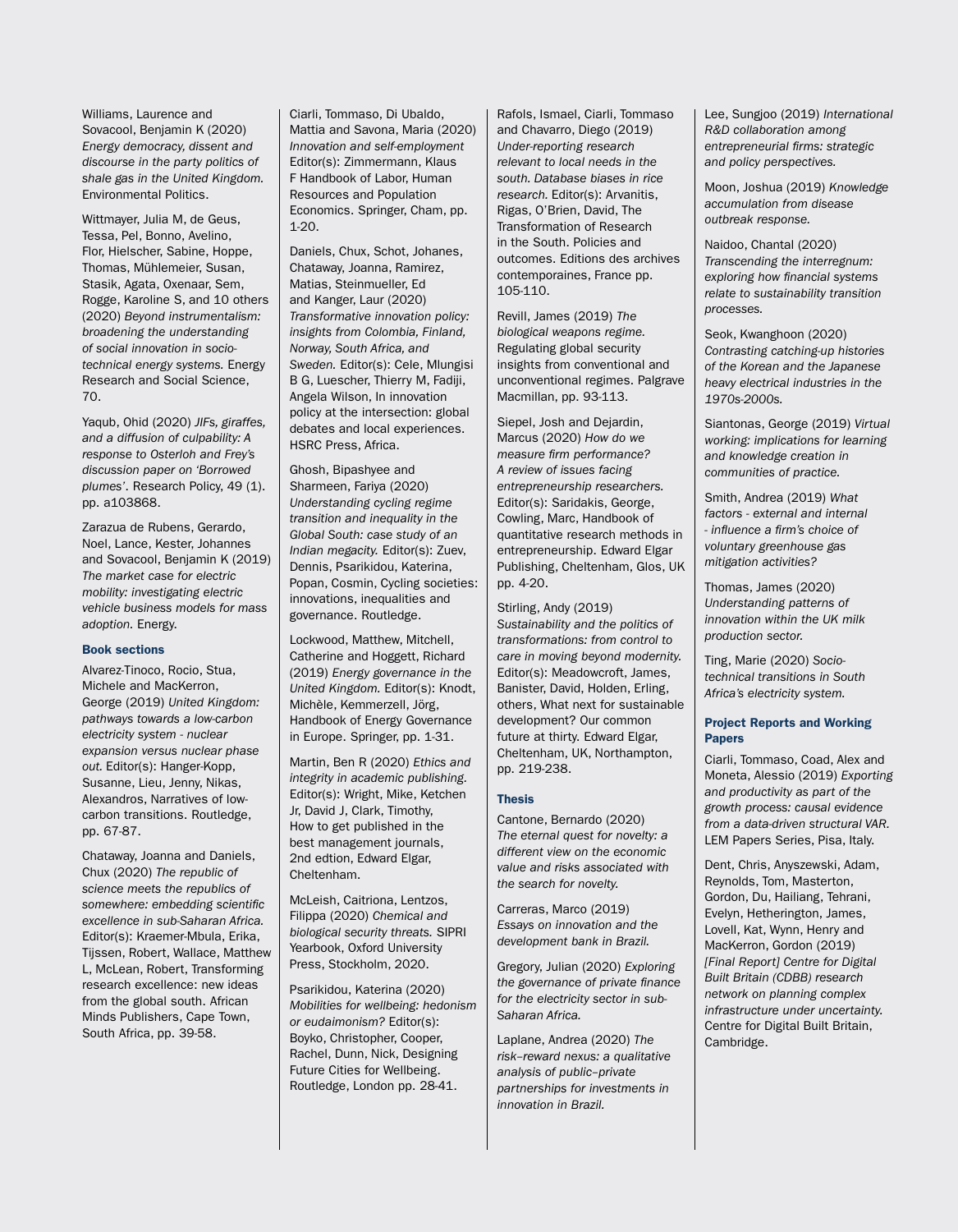Williams, Laurence and Sovacool, Benjamin K (2020) *Energy democracy, dissent and discourse in the party politics of shale gas in the United Kingdom.* Environmental Politics.

Wittmayer, Julia M, de Geus, Tessa, Pel, Bonno, Avelino, Flor, Hielscher, Sabine, Hoppe, Thomas, Mühlemeier, Susan, Stasik, Agata, Oxenaar, Sem, Rogge, Karoline S, and 10 others (2020) *Beyond instrumentalism: broadening the understanding of social innovation in socio-technical energy systems.* Energy Research and Social Science, 70.

Yaqub, Ohid (2020) *JIFs, giraffes, and a diffusion of culpability: A response to Osterloh and Frey's discussion paper on 'Borrowed plumes'.* Research Policy, 49 (1). pp. a103868.

Zarazua de Rubens, Gerardo, Noel, Lance, Kester, Johannes and Sovacool, Benjamin K (2019) *The market case for electric mobility: investigating electric vehicle business models for mass adoption.* Energy.

### Book sections

Alvarez-Tinoco, Rocio, Stua, Michele and MacKerron, George (2019) *United Kingdom: pathways towards a low-carbon electricity system - nuclear expansion versus nuclear phase out.* Editor(s): Hanger-Kopp, Susanne, Lieu, Jenny, Nikas, Alexandros, Narratives of low-carbon transitions. Routledge, pp. 67-87.

Chataway, Joanna and Daniels, Chux (2020) *The republic of science meets the republics of somewhere: embedding scientific excellence in sub-Saharan Africa.* Editor(s): Kraemer-Mbula, Erika, Tijssen, Robert, Wallace, Matthew L, McLean, Robert, Transforming research excellence: new ideas from the global south. African Minds Publishers, Cape Town, South Africa, pp. 39-58.

Ciarli, Tommaso, Di Ubaldo, Mattia and Savona, Maria (2020) *Innovation and self-employment* Editor(s): Zimmermann, Klaus F Handbook of Labor, Human Resources and Population Economics. Springer, Cham, pp. 1-20.

Daniels, Chux, Schot, Johanes, Chataway, Joanna, Ramirez, Matias, Steinmueller, Ed and Kanger, Laur (2020) *Transformative innovation policy: insights from Colombia, Finland, Norway, South Africa, and Sweden.* Editor(s): Cele, Mlungisi B G, Luescher, Thierry M, Fadiji, Angela Wilson, In innovation policy at the intersection: global debates and local experiences. HSRC Press, Africa.

Ghosh, Bipashyee and Sharmeen, Fariya (2020) *Understanding cycling regime transition and inequality in the Global South: case study of an Indian megacity.* Editor(s): Zuev, Dennis, Psarikidou, Katerina, Popan, Cosmin, Cycling societies: innovations, inequalities and governance. Routledge.

Lockwood, Matthew, Mitchell, Catherine and Hoggett, Richard (2019) *Energy governance in the United Kingdom.* Editor(s): Knodt, Michèle, Kemmerzell, Jörg, Handbook of Energy Governance in Europe. Springer, pp. 1-31.

Martin, Ben R (2020) *Ethics and integrity in academic publishing.* Editor(s): Wright, Mike, Ketchen Jr, David J, Clark, Timothy, How to get published in the best management journals, 2nd edtion, Edward Elgar, Cheltenham.

McLeish, Caitriona, Lentzos, Filippa (2020) *Chemical and biological security threats.* SIPRI Yearbook, Oxford University Press, Stockholm, 2020.

Psarikidou, Katerina (2020) *Mobilities for wellbeing: hedonism or eudaimonism?* Editor(s): Boyko, Christopher, Cooper, Rachel, Dunn, Nick, Designing Future Cities for Wellbeing. Routledge, London pp. 28-41.

Rafols, Ismael, Ciarli, Tommaso and Chavarro, Diego (2019) *Under-reporting research relevant to local needs in the south. Database biases in rice research.* Editor(s): Arvanitis, Rigas, O'Brien, David, The Transformation of Research in the South. Policies and outcomes. Editions des archives contemporaines, France pp. 105-110.

Revill, James (2019) *The biological weapons regime.* Regulating global security insights from conventional and unconventional regimes. Palgrave Macmillan, pp. 93-113.

Siepel, Josh and Dejardin, Marcus (2020) *How do we measure firm performance? A review of issues facing entrepreneurship researchers.* Editor(s): Saridakis, George, Cowling, Marc, Handbook of quantitative research methods in entrepreneurship. Edward Elgar Publishing, Cheltenham, Glos, UK pp. 4-20.

Stirling, Andy (2019) *Sustainability and the politics of transformations: from control to care in moving beyond modernity.* Editor(s): Meadowcroft, James, Banister, David, Holden, Erling, others, What next for sustainable development? Our common future at thirty. Edward Elgar, Cheltenham, UK, Northampton, pp. 219-238.

### Thesis

Cantone, Bernardo (2020) *The eternal quest for novelty: a different view on the economic value and risks associated with the search for novelty.*

Carreras, Marco (2019) *Essays on innovation and the development bank in Brazil.*

Gregory, Julian (2020) *Exploring the governance of private finance for the electricity sector in sub-Saharan Africa.*

Laplane, Andrea (2020) *The risk–reward nexus: a qualitative analysis of public–private partnerships for investments in innovation in Brazil.*

Lee, Sungjoo (2019) *International R&D collaboration among entrepreneurial firms: strategic and policy perspectives.*

Moon, Joshua (2019) *Knowledge accumulation from disease outbreak response.*

Naidoo, Chantal (2020) *Transcending the interregnum: exploring how financial systems relate to sustainability transition processes.*

Seok, Kwanghoon (2020) *Contrasting catching-up histories of the Korean and the Japanese heavy electrical industries in the 1970s-2000s.*

Siantonas, George (2019) *Virtual working: implications for learning and knowledge creation in communities of practice.*

Smith, Andrea (2019) *What factors - external and internal - influence a firm's choice of voluntary greenhouse gas mitigation activities?*

Thomas, James (2020) *Understanding patterns of innovation within the UK milk production sector.*

Ting, Marie (2020) *Socio-technical transitions in South Africa's electricity system.*

### Project Reports and Working Papers

Ciarli, Tommaso, Coad, Alex and Moneta, Alessio (2019) *Exporting and productivity as part of the growth process: causal evidence from a data-driven structural VAR.* LEM Papers Series, Pisa, Italy.

Dent, Chris, Anyszewski, Adam, Reynolds, Tom, Masterton, Gordon, Du, Hailiang, Tehrani, Evelyn, Hetherington, James, Lovell, Kat, Wynn, Henry and MacKerron, Gordon (2019) *[Final Report] Centre for Digital Built Britain (CDBB) research network on planning complex infrastructure under uncertainty.* Centre for Digital Built Britain, Cambridge.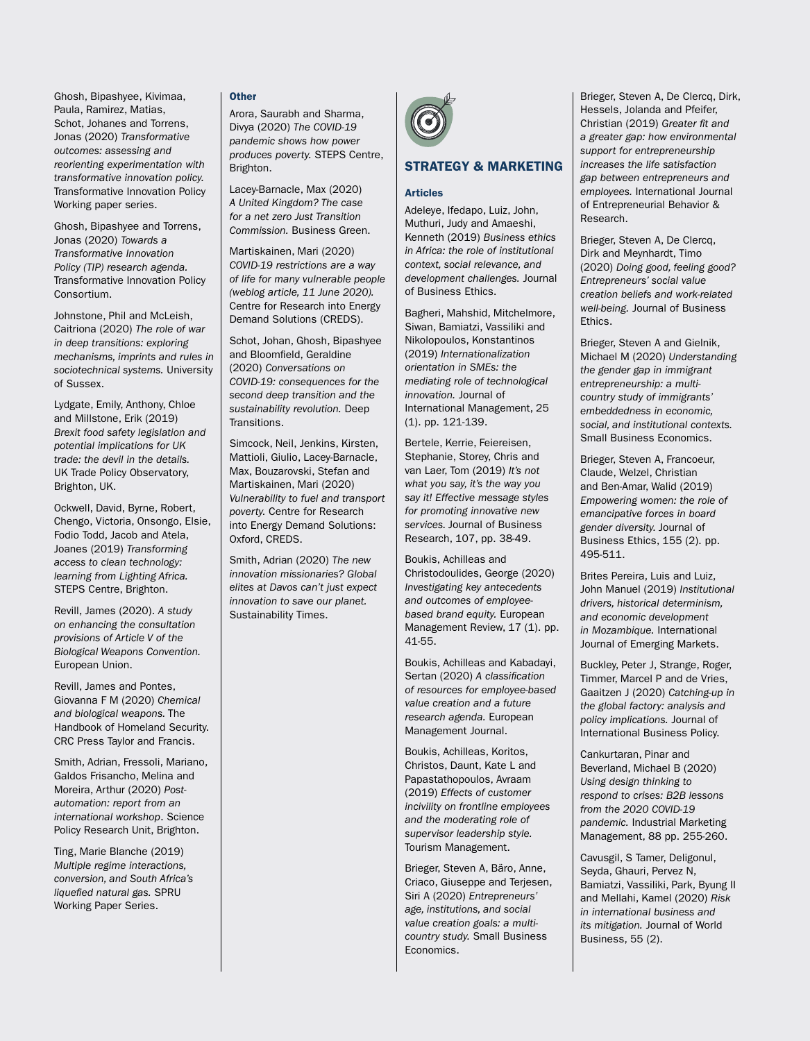Ghosh, Bipashyee, Kivimaa, Paula, Ramirez, Matias, Schot, Johanes and Torrens, Jonas (2020) *Transformative outcomes: assessing and reorienting experimentation with transformative innovation policy.* Transformative Innovation Policy Working paper series.

Ghosh, Bipashyee and Torrens, Jonas (2020) *Towards a Transformative Innovation Policy (TIP) research agenda.* Transformative Innovation Policy Consortium.

Johnstone, Phil and McLeish, Caitriona (2020) *The role of war in deep transitions: exploring mechanisms, imprints and rules in sociotechnical systems.* University of Sussex.

Lydgate, Emily, Anthony, Chloe and Millstone, Erik (2019) *Brexit food safety legislation and potential implications for UK trade: the devil in the details.* UK Trade Policy Observatory, Brighton, UK.

Ockwell, David, Byrne, Robert, Chengo, Victoria, Onsongo, Elsie, Fodio Todd, Jacob and Atela, Joanes (2019) *Transforming access to clean technology: learning from Lighting Africa.* STEPS Centre, Brighton.

Revill, James (2020). *A study on enhancing the consultation provisions of Article V of the Biological Weapons Convention.* European Union.

Revill, James and Pontes, Giovanna F M (2020) *Chemical and biological weapons.* The Handbook of Homeland Security. CRC Press Taylor and Francis.

Smith, Adrian, Fressoli, Mariano, Galdos Frisancho, Melina and Moreira, Arthur (2020) *Post-automation: report from an international workshop*. Science Policy Research Unit, Brighton.

Ting, Marie Blanche (2019) *Multiple regime interactions, conversion, and South Africa's liquefied natural gas.* SPRU Working Paper Series.

### Other

Arora, Saurabh and Sharma, Divya (2020) *The COVID-19 pandemic shows how power produces poverty.* STEPS Centre, Brighton.

Lacey-Barnacle, Max (2020) *A United Kingdom? The case for a net zero Just Transition Commission.* Business Green.

Martiskainen, Mari (2020) *COVID-19 restrictions are a way of life for many vulnerable people (weblog article, 11 June 2020).* Centre for Research into Energy Demand Solutions (CREDS).

Schot, Johan, Ghosh, Bipashyee and Bloomfield, Geraldine (2020) *Conversations on COVID-19: consequences for the second deep transition and the sustainability revolution.* Deep Transitions.

Simcock, Neil, Jenkins, Kirsten, Mattioli, Giulio, Lacey-Barnacle, Max, Bouzarovski, Stefan and Martiskainen, Mari (2020) *Vulnerability to fuel and transport poverty.* Centre for Research into Energy Demand Solutions: Oxford, CREDS.

Smith, Adrian (2020) *The new innovation missionaries? Global elites at Davos can't just expect innovation to save our planet.* Sustainability Times.

## STRATEGY & MARKETING

### Articles

Adeleye, Ifedapo, Luiz, John, Muthuri, Judy and Amaeshi, Kenneth (2019) *Business ethics in Africa: the role of institutional context, social relevance, and development challenges.* Journal of Business Ethics.

Bagheri, Mahshid, Mitchelmore, Siwan, Bamiatzi, Vassiliki and Nikolopoulos, Konstantinos (2019) *Internationalization orientation in SMEs: the mediating role of technological innovation.* Journal of International Management, 25 (1). pp. 121-139.

Bertele, Kerrie, Feiereisen, Stephanie, Storey, Chris and van Laer, Tom (2019) *It's not what you say, it's the way you say it! Effective message styles for promoting innovative new services.* Journal of Business Research, 107, pp. 38-49.

Boukis, Achilleas and Christodoulides, George (2020) *Investigating key antecedents and outcomes of employee-based brand equity.* European Management Review, 17 (1). pp. 41-55.

Boukis, Achilleas and Kabadayi, Sertan (2020) *A classification of resources for employee-based value creation and a future research agenda.* European Management Journal.

Boukis, Achilleas, Koritos, Christos, Daunt, Kate L and Papastathopoulos, Avraam (2019) *Effects of customer incivility on frontline employees and the moderating role of supervisor leadership style.* Tourism Management.

Brieger, Steven A, Bäro, Anne, Criaco, Giuseppe and Terjesen, Siri A (2020) *Entrepreneurs' age, institutions, and social value creation goals: a multi-country study.* Small Business Economics.

Brieger, Steven A, De Clercq, Dirk, Hessels, Jolanda and Pfeifer, Christian (2019) *Greater fit and a greater gap: how environmental support for entrepreneurship increases the life satisfaction gap between entrepreneurs and employees.* International Journal of Entrepreneurial Behavior & Research.

Brieger, Steven A, De Clercq, Dirk and Meynhardt, Timo (2020) *Doing good, feeling good? Entrepreneurs' social value creation beliefs and work-related well-being.* Journal of Business Ethics.

Brieger, Steven A and Gielnik, Michael M (2020) *Understanding the gender gap in immigrant entrepreneurship: a multi-country study of immigrants' embeddedness in economic, social, and institutional contexts.* Small Business Economics.

Brieger, Steven A, Francoeur, Claude, Welzel, Christian and Ben-Amar, Walid (2019) *Empowering women: the role of emancipative forces in board gender diversity.* Journal of Business Ethics, 155 (2). pp. 495-511.

Brites Pereira, Luis and Luiz, John Manuel (2019) *Institutional drivers, historical determinism, and economic development in Mozambique.* International Journal of Emerging Markets.

Buckley, Peter J, Strange, Roger, Timmer, Marcel P and de Vries, Gaaitzen J (2020) *Catching-up in the global factory: analysis and policy implications.* Journal of International Business Policy.

Cankurtaran, Pinar and Beverland, Michael B (2020) *Using design thinking to respond to crises: B2B lessons from the 2020 COVID-19 pandemic.* Industrial Marketing Management, 88 pp. 255-260.

Cavusgil, S Tamer, Deligonul, Seyda, Ghauri, Pervez N, Bamiatzi, Vassiliki, Park, Byung Il and Mellahi, Kamel (2020) *Risk in international business and its mitigation.* Journal of World Business, 55 (2).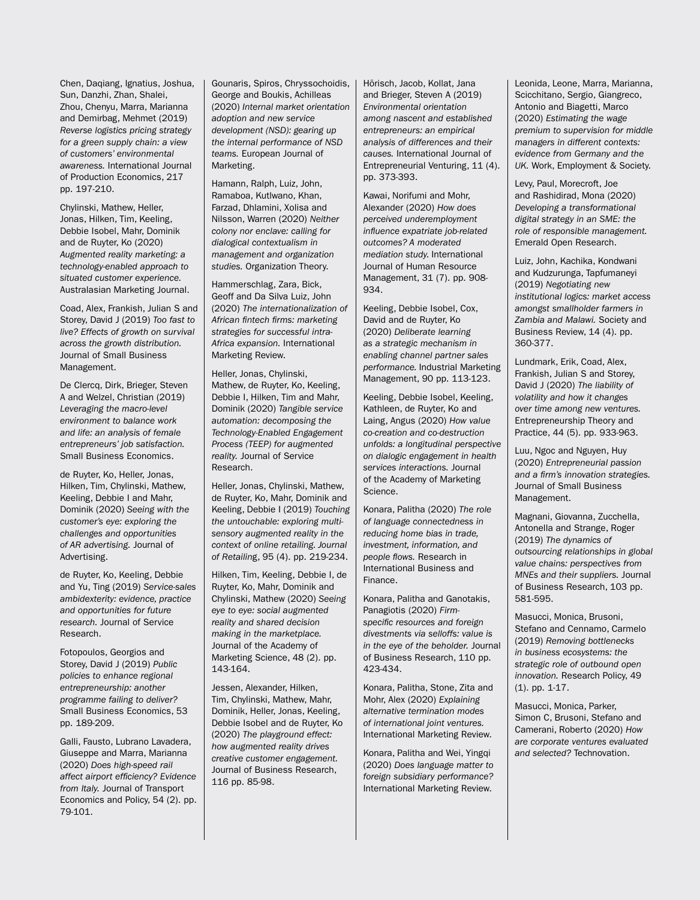Chen, Daqiang, Ignatius, Joshua, Sun, Danzhi, Zhan, Shalei, Zhou, Chenyu, Marra, Marianna and Demirbag, Mehmet (2019) *Reverse logistics pricing strategy for a green supply chain: a view of customers' environmental awareness.* International Journal of Production Economics, 217 pp. 197-210.

Chylinski, Mathew, Heller, Jonas, Hilken, Tim, Keeling, Debbie Isobel, Mahr, Dominik and de Ruyter, Ko (2020) *Augmented reality marketing: a technology-enabled approach to situated customer experience.* Australasian Marketing Journal.

Coad, Alex, Frankish, Julian S and Storey, David J (2019) *Too fast to live? Effects of growth on survival across the growth distribution.* Journal of Small Business Management.

De Clercq, Dirk, Brieger, Steven A and Welzel, Christian (2019) *Leveraging the macro-level environment to balance work and life: an analysis of female entrepreneurs' job satisfaction.* Small Business Economics.

de Ruyter, Ko, Heller, Jonas, Hilken, Tim, Chylinski, Mathew, Keeling, Debbie I and Mahr, Dominik (2020) *Seeing with the customer's eye: exploring the challenges and opportunities of AR advertising.* Journal of Advertising.

de Ruyter, Ko, Keeling, Debbie and Yu, Ting (2019) *Service-sales ambidexterity: evidence, practice and opportunities for future research.* Journal of Service Research.

Fotopoulos, Georgios and Storey, David J (2019) *Public policies to enhance regional entrepreneurship: another programme failing to deliver?* Small Business Economics, 53 pp. 189-209.

Galli, Fausto, Lubrano Lavadera, Giuseppe and Marra, Marianna (2020) *Does high-speed rail affect airport efficiency? Evidence from Italy.* Journal of Transport Economics and Policy, 54 (2). pp. 79-101.

Gounaris, Spiros, Chryssochoidis, George and Boukis, Achilleas (2020) *Internal market orientation adoption and new service development (NSD): gearing up the internal performance of NSD teams.* European Journal of Marketing.

Hamann, Ralph, Luiz, John, Ramaboa, Kutlwano, Khan, Farzad, Dhlamini, Xolisa and Nilsson, Warren (2020) *Neither colony nor enclave: calling for dialogical contextualism in management and organization studies.* Organization Theory.

Hammerschlag, Zara, Bick, Geoff and Da Silva Luiz, John (2020) *The internationalization of African fintech firms: marketing strategies for successful intra-Africa expansion.* International Marketing Review.

Heller, Jonas, Chylinski, Mathew, de Ruyter, Ko, Keeling, Debbie I, Hilken, Tim and Mahr, Dominik (2020) *Tangible service automation: decomposing the Technology-Enabled Engagement Process (TEEP) for augmented reality.* Journal of Service Research.

Heller, Jonas, Chylinski, Mathew, de Ruyter, Ko, Mahr, Dominik and Keeling, Debbie I (2019) *Touching the untouchable: exploring multi-sensory augmented reality in the context of online retailing. Journal of Retailing*, 95 (4). pp. 219-234.

Hilken, Tim, Keeling, Debbie I, de Ruyter, Ko, Mahr, Dominik and Chylinski, Mathew (2020) *Seeing eye to eye: social augmented reality and shared decision making in the marketplace.* Journal of the Academy of Marketing Science, 48 (2). pp. 143-164.

Jessen, Alexander, Hilken, Tim, Chylinski, Mathew, Mahr, Dominik, Heller, Jonas, Keeling, Debbie Isobel and de Ruyter, Ko (2020) *The playground effect: how augmented reality drives creative customer engagement.* Journal of Business Research, 116 pp. 85-98.

Hörisch, Jacob, Kollat, Jana and Brieger, Steven A (2019) *Environmental orientation among nascent and established entrepreneurs: an empirical analysis of differences and their causes.* International Journal of Entrepreneurial Venturing, 11 (4). pp. 373-393.

Kawai, Norifumi and Mohr, Alexander (2020) *How does perceived underemployment influence expatriate job-related outcomes? A moderated mediation study.* International Journal of Human Resource Management, 31 (7). pp. 908-934.

Keeling, Debbie Isobel, Cox, David and de Ruyter, Ko (2020) *Deliberate learning as a strategic mechanism in enabling channel partner sales performance.* Industrial Marketing Management, 90 pp. 113-123.

Keeling, Debbie Isobel, Keeling, Kathleen, de Ruyter, Ko and Laing, Angus (2020) *How value co-creation and co-destruction unfolds: a longitudinal perspective on dialogic engagement in health services interactions.* Journal of the Academy of Marketing Science.

Konara, Palitha (2020) *The role of language connectedness in reducing home bias in trade, investment, information, and people flows.* Research in International Business and Finance.

Konara, Palitha and Ganotakis, Panagiotis (2020) *Firm-specific resources and foreign divestments via selloffs: value is in the eye of the beholder.* Journal of Business Research, 110 pp. 423-434.

Konara, Palitha, Stone, Zita and Mohr, Alex (2020) *Explaining alternative termination modes of international joint ventures.* International Marketing Review.

Konara, Palitha and Wei, Yingqi (2020) *Does language matter to foreign subsidiary performance?* International Marketing Review.

Leonida, Leone, Marra, Marianna, Scicchitano, Sergio, Giangreco, Antonio and Biagetti, Marco (2020) *Estimating the wage premium to supervision for middle managers in different contexts: evidence from Germany and the UK.* Work, Employment & Society.

Levy, Paul, Morecroft, Joe and Rashidirad, Mona (2020) *Developing a transformational digital strategy in an SME: the role of responsible management.* Emerald Open Research.

Luiz, John, Kachika, Kondwani and Kudzurunga, Tapfumaneyi (2019) *Negotiating new institutional logics: market access amongst smallholder farmers in Zambia and Malawi.* Society and Business Review, 14 (4). pp. 360-377.

Lundmark, Erik, Coad, Alex, Frankish, Julian S and Storey, David J (2020) *The liability of volatility and how it changes over time among new ventures.* Entrepreneurship Theory and Practice, 44 (5). pp. 933-963.

Luu, Ngoc and Nguyen, Huy (2020) *Entrepreneurial passion and a firm's innovation strategies.* Journal of Small Business Management.

Magnani, Giovanna, Zucchella, Antonella and Strange, Roger (2019) *The dynamics of outsourcing relationships in global value chains: perspectives from MNEs and their suppliers.* Journal of Business Research, 103 pp. 581-595.

Masucci, Monica, Brusoni, Stefano and Cennamo, Carmelo (2019) *Removing bottlenecks in business ecosystems: the strategic role of outbound open innovation.* Research Policy, 49 (1). pp. 1-17.

Masucci, Monica, Parker, Simon C, Brusoni, Stefano and Camerani, Roberto (2020) *How are corporate ventures evaluated and selected?* Technovation.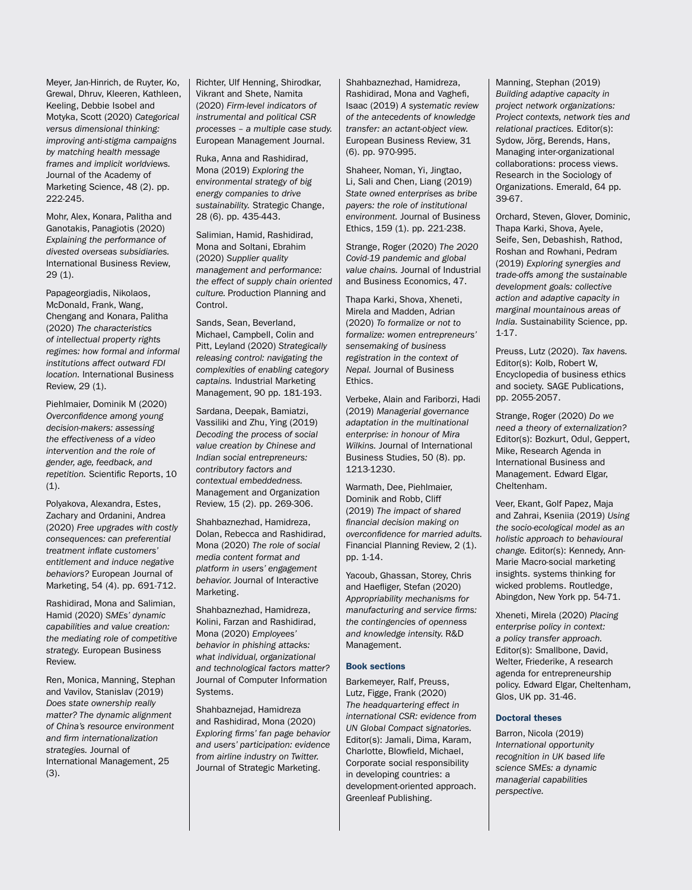Meyer, Jan-Hinrich, de Ruyter, Ko, Grewal, Dhruv, Kleeren, Kathleen, Keeling, Debbie Isobel and Motyka, Scott (2020) *Categorical versus dimensional thinking: improving anti-stigma campaigns by matching health message frames and implicit worldviews.* Journal of the Academy of Marketing Science, 48 (2). pp. 222-245.

Mohr, Alex, Konara, Palitha and Ganotakis, Panagiotis (2020) *Explaining the performance of divested overseas subsidiaries.* International Business Review, 29 (1).

Papageorgiadis, Nikolaos, McDonald, Frank, Wang, Chengang and Konara, Palitha (2020) *The characteristics of intellectual property rights regimes: how formal and informal institutions affect outward FDI location.* International Business Review, 29 (1).

Piehlmaier, Dominik M (2020) *Overconfidence among young decision-makers: assessing the effectiveness of a video intervention and the role of gender, age, feedback, and repetition.* Scientific Reports, 10 (1).

Polyakova, Alexandra, Estes, Zachary and Ordanini, Andrea (2020) *Free upgrades with costly consequences: can preferential treatment inflate customers' entitlement and induce negative behaviors?* European Journal of Marketing, 54 (4). pp. 691-712.

Rashidirad, Mona and Salimian, Hamid (2020) *SMEs' dynamic capabilities and value creation: the mediating role of competitive strategy.* European Business Review.

Ren, Monica, Manning, Stephan and Vavilov, Stanislav (2019) *Does state ownership really matter? The dynamic alignment of China's resource environment and firm internationalization strategies.* Journal of International Management, 25 (3).

Richter, Ulf Henning, Shirodkar, Vikrant and Shete, Namita (2020) *Firm-level indicators of instrumental and political CSR processes – a multiple case study.* European Management Journal.

Ruka, Anna and Rashidirad, Mona (2019) *Exploring the environmental strategy of big energy companies to drive sustainability.* Strategic Change, 28 (6). pp. 435-443.

Salimian, Hamid, Rashidirad, Mona and Soltani, Ebrahim (2020) *Supplier quality management and performance: the effect of supply chain oriented culture.* Production Planning and Control.

Sands, Sean, Beverland, Michael, Campbell, Colin and Pitt, Leyland (2020) *Strategically releasing control: navigating the complexities of enabling category captains.* Industrial Marketing Management, 90 pp. 181-193.

Sardana, Deepak, Bamiatzi, Vassiliki and Zhu, Ying (2019) *Decoding the process of social value creation by Chinese and Indian social entrepreneurs: contributory factors and contextual embeddedness.* Management and Organization Review, 15 (2). pp. 269-306.

Shahbaznezhad, Hamidreza, Dolan, Rebecca and Rashidirad, Mona (2020) *The role of social media content format and platform in users' engagement behavior.* Journal of Interactive Marketing.

Shahbaznezhad, Hamidreza, Kolini, Farzan and Rashidirad, Mona (2020) *Employees' behavior in phishing attacks: what individual, organizational and technological factors matter?* Journal of Computer Information Systems.

Shahbaznejad, Hamidreza and Rashidirad, Mona (2020) *Exploring firms' fan page behavior and users' participation: evidence from airline industry on Twitter.* Journal of Strategic Marketing.

Shahbaznezhad, Hamidreza, Rashidirad, Mona and Vaghefi, Isaac (2019) *A systematic review of the antecedents of knowledge transfer: an actant-object view.* European Business Review, 31 (6). pp. 970-995.

Shaheer, Noman, Yi, Jingtao, Li, Sali and Chen, Liang (2019) *State owned enterprises as bribe payers: the role of institutional environment.* Journal of Business Ethics, 159 (1). pp. 221-238.

Strange, Roger (2020) *The 2020 Covid-19 pandemic and global value chains.* Journal of Industrial and Business Economics, 47.

Thapa Karki, Shova, Xheneti, Mirela and Madden, Adrian (2020) *To formalize or not to formalize: women entrepreneurs' sensemaking of business registration in the context of Nepal.* Journal of Business Ethics.

Verbeke, Alain and Fariborzi, Hadi (2019) *Managerial governance adaptation in the multinational enterprise: in honour of Mira Wilkins.* Journal of International Business Studies, 50 (8). pp. 1213-1230.

Warmath, Dee, Piehlmaier, Dominik and Robb, Cliff (2019) *The impact of shared financial decision making on overconfidence for married adults.* Financial Planning Review, 2 (1). pp. 1-14.

Yacoub, Ghassan, Storey, Chris and Haefliger, Stefan (2020) *Appropriability mechanisms for manufacturing and service firms: the contingencies of openness and knowledge intensity.* R&D Management.

### Book sections

Barkemeyer, Ralf, Preuss, Lutz, Figge, Frank (2020) *The headquartering effect in international CSR: evidence from UN Global Compact signatories.* Editor(s): Jamali, Dima, Karam, Charlotte, Blowfield, Michael, Corporate social responsibility in developing countries: a development-oriented approach. Greenleaf Publishing.

Manning, Stephan (2019) *Building adaptive capacity in project network organizations: Project contexts, network ties and relational practices.* Editor(s): Sydow, Jörg, Berends, Hans, Managing inter-organizational collaborations: process views. Research in the Sociology of Organizations. Emerald, 64 pp. 39-67.

Orchard, Steven, Glover, Dominic, Thapa Karki, Shova, Ayele, Seife, Sen, Debashish, Rathod, Roshan and Rowhani, Pedram (2019) *Exploring synergies and trade-offs among the sustainable development goals: collective action and adaptive capacity in marginal mountainous areas of India.* Sustainability Science, pp. 1-17.

Preuss, Lutz (2020). *Tax havens.* Editor(s): Kolb, Robert W, Encyclopedia of business ethics and society. SAGE Publications, pp. 2055-2057.

Strange, Roger (2020) *Do we need a theory of externalization?* Editor(s): Bozkurt, Odul, Geppert, Mike, Research Agenda in International Business and Management. Edward Elgar, Cheltenham.

Veer, Ekant, Golf Papez, Maja and Zahrai, Kseniia (2019) *Using the socio-ecological model as an holistic approach to behavioural change.* Editor(s): Kennedy, Ann-Marie Macro-social marketing insights. systems thinking for wicked problems. Routledge, Abingdon, New York pp. 54-71.

Xheneti, Mirela (2020) *Placing enterprise policy in context: a policy transfer approach.* Editor(s): Smallbone, David, Welter, Friederike, A research agenda for entrepreneurship policy. Edward Elgar, Cheltenham, Glos, UK pp. 31-46.

### Doctoral theses

Barron, Nicola (2019) *International opportunity recognition in UK based life science SMEs: a dynamic managerial capabilities perspective.*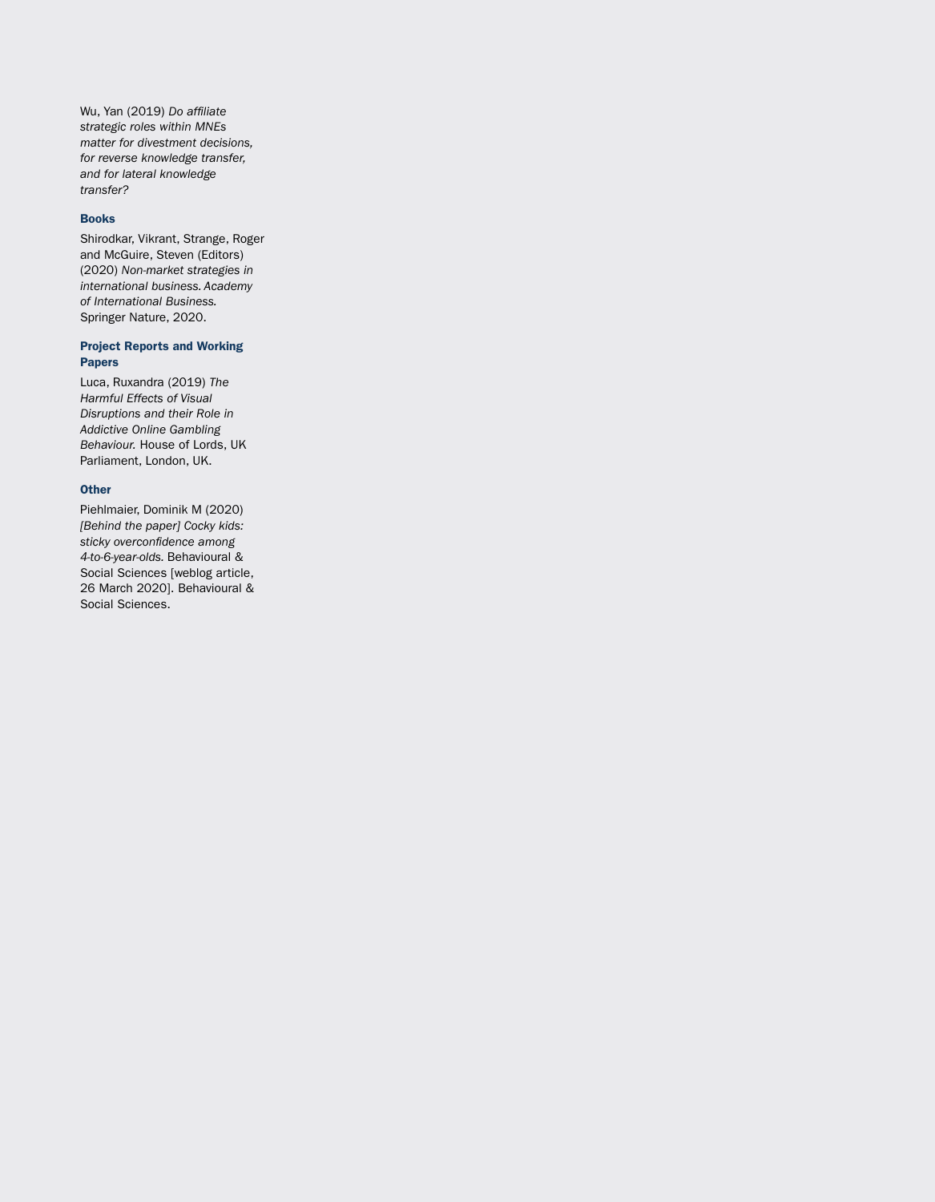Wu, Yan (2019) *Do affiliate strategic roles within MNEs matter for divestment decisions, for reverse knowledge transfer, and for lateral knowledge transfer?*

### Books

Shirodkar, Vikrant, Strange, Roger and McGuire, Steven (Editors) (2020) *Non-market strategies in international business. Academy of International Business.* Springer Nature, 2020.

### Project Reports and Working Papers

Luca, Ruxandra (2019) *The Harmful Effects of Visual Disruptions and their Role in Addictive Online Gambling Behaviour.* House of Lords, UK Parliament, London, UK.

### Other

Piehlmaier, Dominik M (2020) *[Behind the paper] Cocky kids: sticky overconfidence among 4-to-6-year-olds.* Behavioural & Social Sciences [weblog article, 26 March 2020]. Behavioural & Social Sciences.